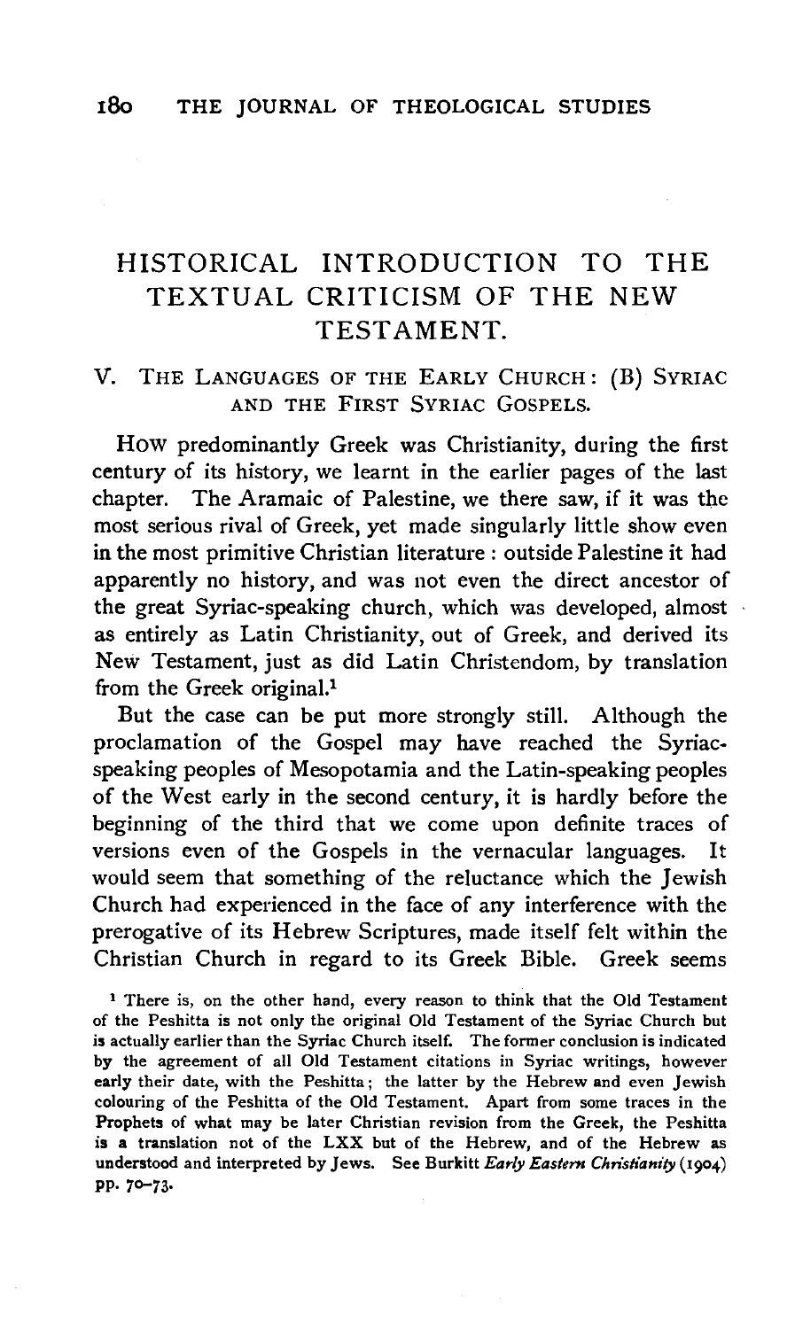# HISTORICAL INTRODUCTION TO THE TEXTUAL CRITICISM OF THE NEW TESTAMENT.

## V. THE LANGUAGES OF THE EARLY CHURCH: (B) SYRIAC AND THE FIRST SYRIAC GOSPELS.

How predominantly Greek was Christianity, during the first century of its history, we learnt in the earlier pages of the last chapter. The Aramaic of Palestine, we there saw, if it was the most serious rival of Greek, yet made singularly little show even in the most primitive Christian literature: outside Palestine it had apparently no history, and was not even the direct ancestor of the great Syriac-speaking church, which was developed, almost as entirely as Latin Christianity, out of Greek, and derived its New Testament, just as did Latin Christendom, by translation from the Greek original.[1]

But the case can be put more strongly still. Although the proclamation of the Gospel may have reached the Syriac-speaking peoples of Mesopotamia and the Latin-speaking peoples of the West early in the second century, it is hardly before the beginning of the third that we come upon definite traces of versions even of the Gospels in the vernacular languages. It would seem that something of the reluctance which the Jewish Church had experienced in the face of any interference with the prerogative of its Hebrew Scriptures, made itself felt within the Christian Church in regard to its Greek Bible. Greek seems

[1] There is, on the other hand, every reason to think that the Old Testament of the Peshitta is not only the original Old Testament of the Syriac Church but is actually earlier than the Syriac Church itself. The former conclusion is indicated by the agreement of all Old Testament citations in Syriac writings, however early their date, with the Peshitta; the latter by the Hebrew and even Jewish colouring of the Peshitta of the Old Testament. Apart from some traces in the Prophets of what may be later Christian revision from the Greek, the Peshitta is a translation not of the LXX but of the Hebrew, and of the Hebrew as understood and interpreted by Jews. See Burkitt *Early Eastern Christianity* (1904) pp. 70–73.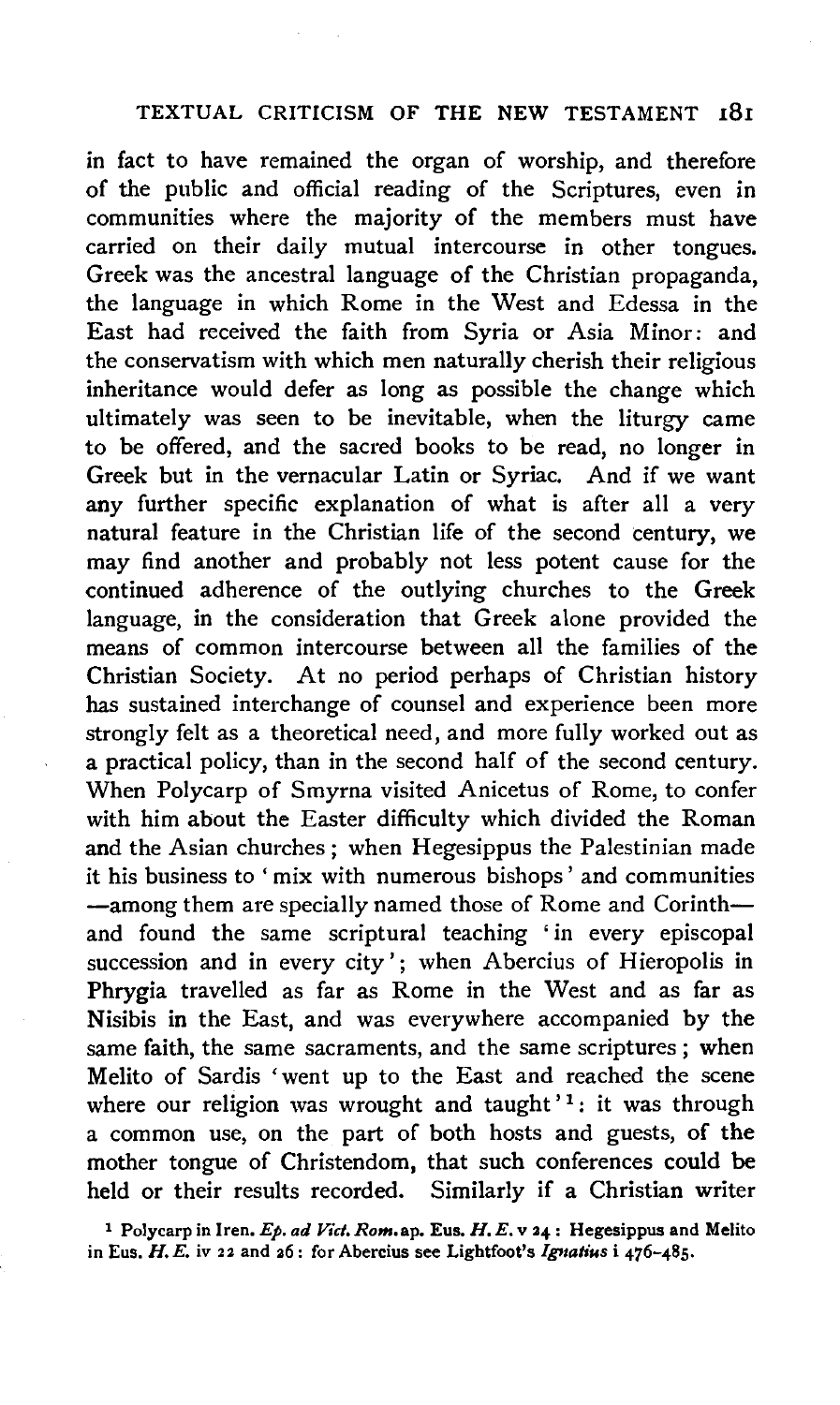in fact to have remained the organ of worship, and therefore of the public and official reading of the Scriptures, even in communities where the majority of the members must have carried on their daily mutual intercourse in other tongues. Greek was the ancestral language of the Christian propaganda, the language in which Rome in the West and Edessa in the East had received the faith from Syria or Asia Minor: and the conservatism with which men naturally cherish their religious inheritance would defer as long as possible the change which ultimately was seen to be inevitable, when the liturgy came to be offered, and the sacred books to be read, no longer in Greek but in the vernacular Latin or Syriac. And if we want any further specific explanation of what is after all a very natural feature in the Christian life of the second century, we may find another and probably not less potent cause for the continued adherence of the outlying churches to the Greek language, in the consideration that Greek alone provided the means of common intercourse between all the families of the Christian Society. At no period perhaps of Christian history has sustained interchange of counsel and experience been more strongly felt as a theoretical need, and more fully worked out as a practical policy, than in the second half of the second century. When Polycarp of Smyrna visited Anicetus of Rome, to confer with him about the Easter difficulty which divided the Roman and the Asian churches; when Hegesippus the Palestinian made it his business to 'mix with numerous bishops' and communities —among them are specially named those of Rome and Corinth— and found the same scriptural teaching 'in every episcopal succession and in every city'; when Abercius of Hieropolis in Phrygia travelled as far as Rome in the West and as far as Nisibis in the East, and was everywhere accompanied by the same faith, the same sacraments, and the same scriptures; when Melito of Sardis 'went up to the East and reached the scene where our religion was wrought and taught'[1]: it was through a common use, on the part of both hosts and guests, of the mother tongue of Christendom, that such conferences could be held or their results recorded. Similarly if a Christian writer

[1] Polycarp in Iren. *Ep. ad Vict. Rom.* ap. Eus. *H. E.* v 24: Hegesippus and Melito in Eus. *H. E.* iv 22 and 26: for Abercius see Lightfoot's *Ignatius* i 476–485.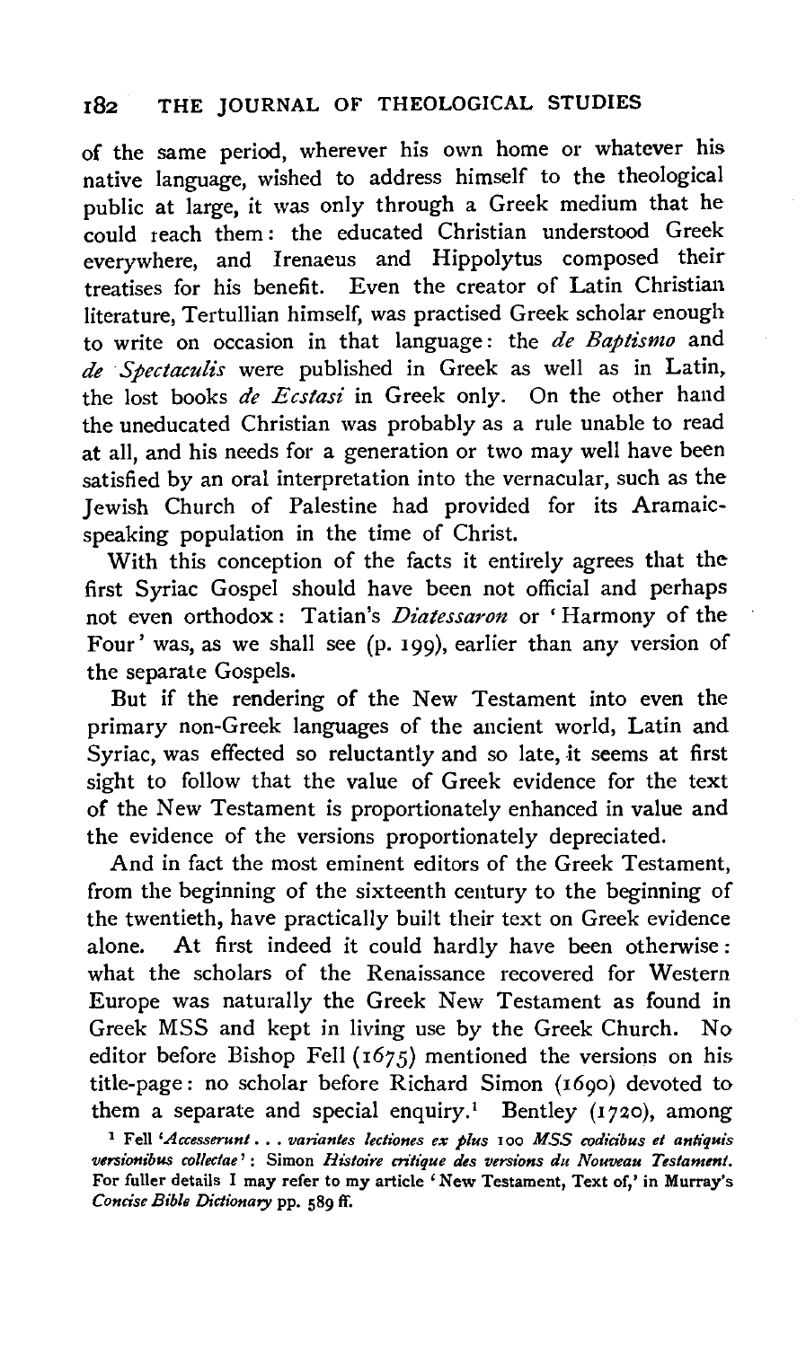of the same period, wherever his own home or whatever his native language, wished to address himself to the theological public at large, it was only through a Greek medium that he could reach them: the educated Christian understood Greek everywhere, and Irenaeus and Hippolytus composed their treatises for his benefit. Even the creator of Latin Christian literature, Tertullian himself, was practised Greek scholar enough to write on occasion in that language: the *de Baptismo* and *de Spectaculis* were published in Greek as well as in Latin, the lost books *de Ecstasi* in Greek only. On the other hand the uneducated Christian was probably as a rule unable to read at all, and his needs for a generation or two may well have been satisfied by an oral interpretation into the vernacular, such as the Jewish Church of Palestine had provided for its Aramaic-speaking population in the time of Christ.

With this conception of the facts it entirely agrees that the first Syriac Gospel should have been not official and perhaps not even orthodox: Tatian's *Diatessaron* or 'Harmony of the Four' was, as we shall see (p. 199), earlier than any version of the separate Gospels.

But if the rendering of the New Testament into even the primary non-Greek languages of the ancient world, Latin and Syriac, was effected so reluctantly and so late, it seems at first sight to follow that the value of Greek evidence for the text of the New Testament is proportionately enhanced in value and the evidence of the versions proportionately depreciated.

And in fact the most eminent editors of the Greek Testament, from the beginning of the sixteenth century to the beginning of the twentieth, have practically built their text on Greek evidence alone. At first indeed it could hardly have been otherwise: what the scholars of the Renaissance recovered for Western Europe was naturally the Greek New Testament as found in Greek MSS and kept in living use by the Greek Church. No editor before Bishop Fell (1675) mentioned the versions on his title-page: no scholar before Richard Simon (1690) devoted to them a separate and special enquiry.[1] Bentley (1720), among

[1] Fell '*Accesserunt . . . variantes lectiones ex plus* 100 *MSS codicibus et antiquis versionibus collectae*': Simon *Histoire critique des versions du Nouveau Testament.* For fuller details I may refer to my article 'New Testament, Text of,' in Murray's *Concise Bible Dictionary* pp. 589 ff.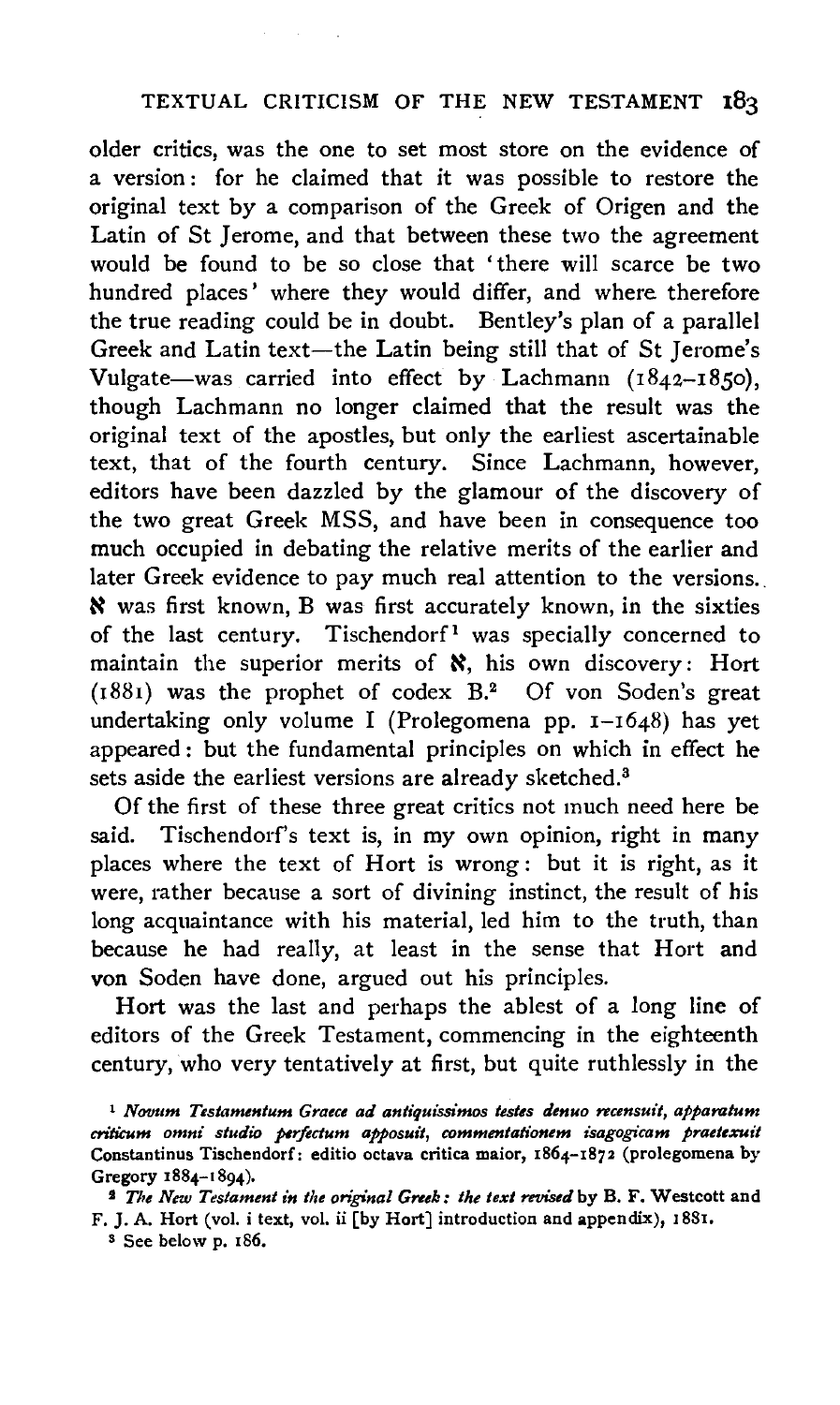older critics, was the one to set most store on the evidence of a version: for he claimed that it was possible to restore the original text by a comparison of the Greek of Origen and the Latin of St Jerome, and that between these two the agreement would be found to be so close that 'there will scarce be two hundred places' where they would differ, and where therefore the true reading could be in doubt. Bentley's plan of a parallel Greek and Latin text—the Latin being still that of St Jerome's Vulgate—was carried into effect by Lachmann (1842–1850), though Lachmann no longer claimed that the result was the original text of the apostles, but only the earliest ascertainable text, that of the fourth century. Since Lachmann, however, editors have been dazzled by the glamour of the discovery of the two great Greek MSS, and have been in consequence too much occupied in debating the relative merits of the earlier and later Greek evidence to pay much real attention to the versions. ℵ was first known, B was first accurately known, in the sixties of the last century. Tischendorf[1] was specially concerned to maintain the superior merits of ℵ, his own discovery: Hort (1881) was the prophet of codex B.[2] Of von Soden's great undertaking only volume I (Prolegomena pp. 1–1648) has yet appeared: but the fundamental principles on which in effect he sets aside the earliest versions are already sketched.[3]

Of the first of these three great critics not much need here be said. Tischendorf's text is, in my own opinion, right in many places where the text of Hort is wrong: but it is right, as it were, rather because a sort of divining instinct, the result of his long acquaintance with his material, led him to the truth, than because he had really, at least in the sense that Hort and von Soden have done, argued out his principles.

Hort was the last and perhaps the ablest of a long line of editors of the Greek Testament, commencing in the eighteenth century, who very tentatively at first, but quite ruthlessly in the

[1] *Novum Testamentum Graece ad antiquissimos testes denuo recensuit, apparatum criticum omni studio perfectum apposuit, commentationem isagogicam praetexuit* Constantinus Tischendorf: editio octava critica maior, 1864–1872 (prolegomena by Gregory 1884–1894).

[2] *The New Testament in the original Greek: the text revised* by B. F. Westcott and F. J. A. Hort (vol. i text, vol. ii [by Hort] introduction and appendix), 1881.

[3] See below p. 186.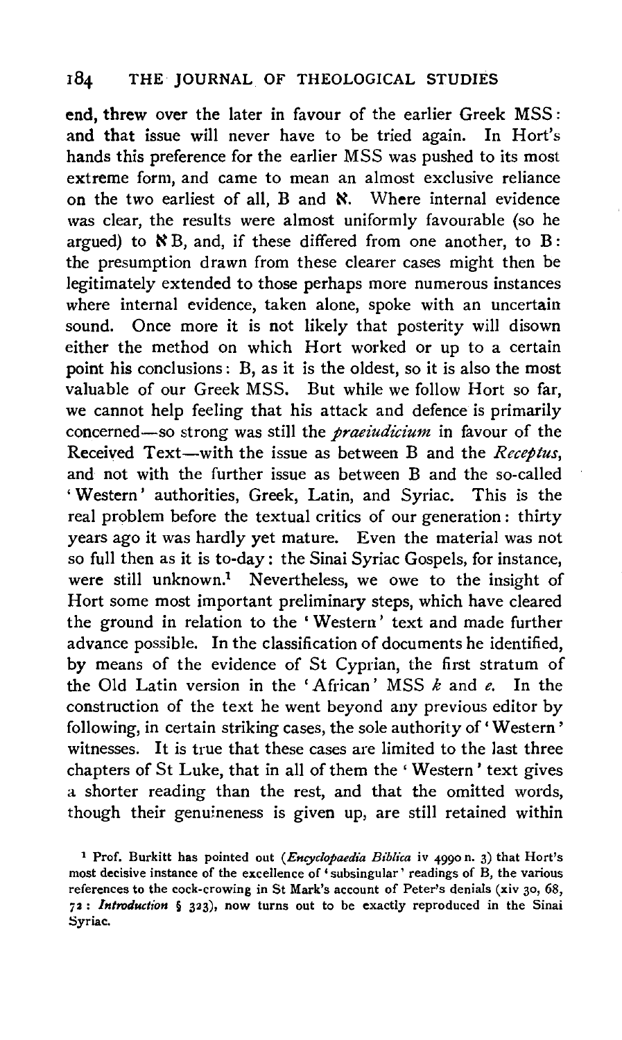end, threw over the later in favour of the earlier Greek MSS: and that issue will never have to be tried again. In Hort's hands this preference for the earlier MSS was pushed to its most extreme form, and came to mean an almost exclusive reliance on the two earliest of all, B and ℵ. Where internal evidence was clear, the results were almost uniformly favourable (so he argued) to ℵB, and, if these differed from one another, to B: the presumption drawn from these clearer cases might then be legitimately extended to those perhaps more numerous instances where internal evidence, taken alone, spoke with an uncertain sound. Once more it is not likely that posterity will disown either the method on which Hort worked or up to a certain point his conclusions: B, as it is the oldest, so it is also the most valuable of our Greek MSS. But while we follow Hort so far, we cannot help feeling that his attack and defence is primarily concerned—so strong was still the *praeiudicium* in favour of the Received Text—with the issue as between B and the *Receptus*, and not with the further issue as between B and the so-called 'Western' authorities, Greek, Latin, and Syriac. This is the real problem before the textual critics of our generation: thirty years ago it was hardly yet mature. Even the material was not so full then as it is to-day: the Sinai Syriac Gospels, for instance, were still unknown.[1] Nevertheless, we owe to the insight of Hort some most important preliminary steps, which have cleared the ground in relation to the 'Western' text and made further advance possible. In the classification of documents he identified, by means of the evidence of St Cyprian, the first stratum of the Old Latin version in the 'African' MSS *k* and *e*. In the construction of the text he went beyond any previous editor by following, in certain striking cases, the sole authority of 'Western' witnesses. It is true that these cases are limited to the last three chapters of St Luke, that in all of them the 'Western' text gives a shorter reading than the rest, and that the omitted words, though their genuineness is given up, are still retained within

[1] Prof. Burkitt has pointed out (*Encyclopaedia Biblica* iv 4990 n. 3) that Hort's most decisive instance of the excellence of 'subsingular' readings of B, the various references to the cock-crowing in St Mark's account of Peter's denials (xiv 30, 68, 72: *Introduction* § 323), now turns out to be exactly reproduced in the Sinai Syriac.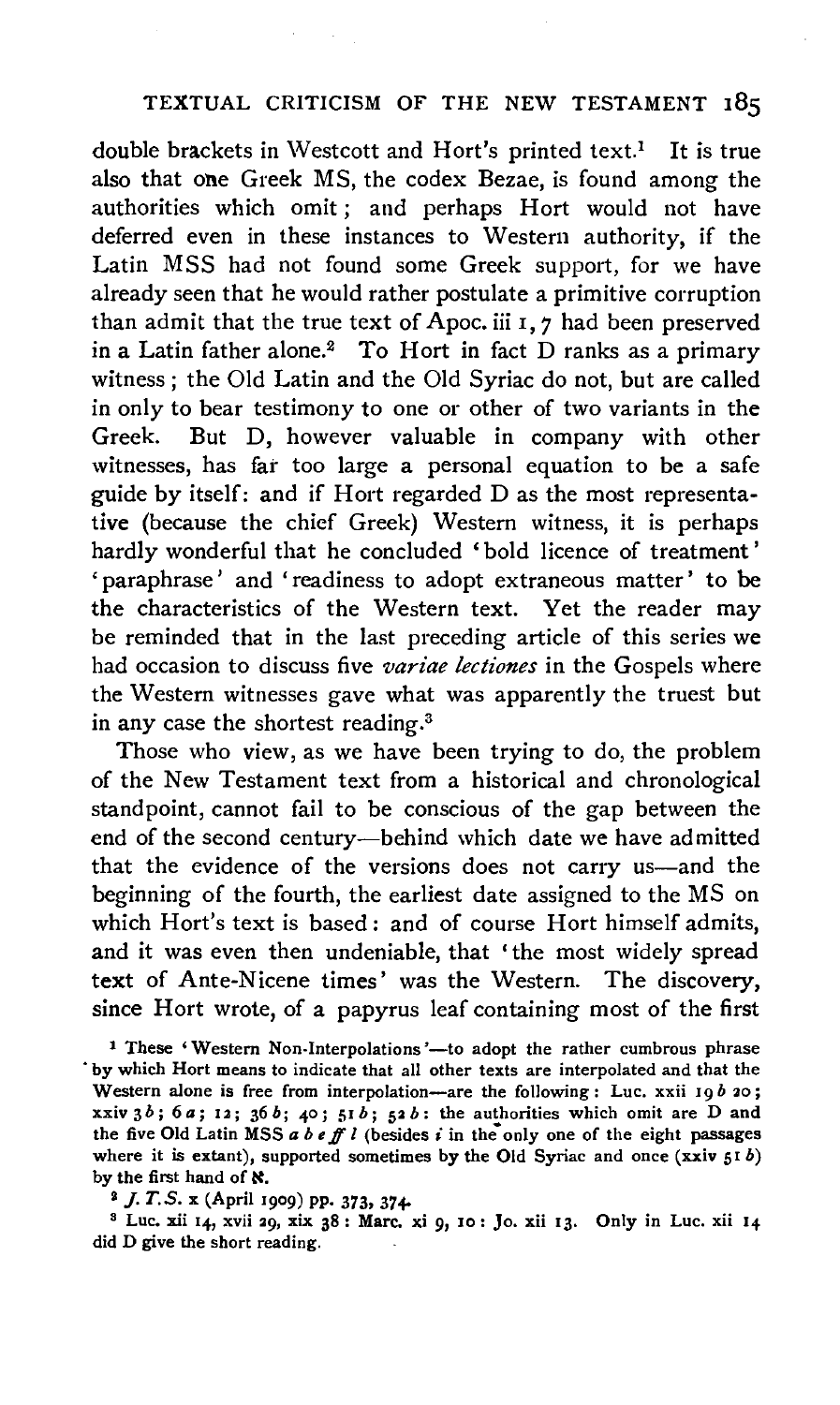double brackets in Westcott and Hort's printed text.[1] It is true also that one Greek MS, the codex Bezae, is found among the authorities which omit; and perhaps Hort would not have deferred even in these instances to Western authority, if the Latin MSS had not found some Greek support, for we have already seen that he would rather postulate a primitive corruption than admit that the true text of Apoc. iii 1, 7 had been preserved in a Latin father alone.[2] To Hort in fact D ranks as a primary witness; the Old Latin and the Old Syriac do not, but are called in only to bear testimony to one or other of two variants in the Greek. But D, however valuable in company with other witnesses, has far too large a personal equation to be a safe guide by itself: and if Hort regarded D as the most representative (because the chief Greek) Western witness, it is perhaps hardly wonderful that he concluded 'bold licence of treatment' 'paraphrase' and 'readiness to adopt extraneous matter' to be the characteristics of the Western text. Yet the reader may be reminded that in the last preceding article of this series we had occasion to discuss five *variae lectiones* in the Gospels where the Western witnesses gave what was apparently the truest but in any case the shortest reading.[3]

Those who view, as we have been trying to do, the problem of the New Testament text from a historical and chronological standpoint, cannot fail to be conscious of the gap between the end of the second century—behind which date we have admitted that the evidence of the versions does not carry us—and the beginning of the fourth, the earliest date assigned to the MS on which Hort's text is based: and of course Hort himself admits, and it was even then undeniable, that 'the most widely spread text of Ante-Nicene times' was the Western. The discovery, since Hort wrote, of a papyrus leaf containing most of the first

[1] These 'Western Non-Interpolations'—to adopt the rather cumbrous phrase by which Hort means to indicate that all other texts are interpolated and that the Western alone is free from interpolation—are the following: Luc. xxii 19 *b* 20; xxiv 3 *b*; 6 *a*; 12; 36 *b*; 40; 51 *b*; 52 *b*: the authorities which omit are D and the five Old Latin MSS *a b e ff l* (besides *i* in the only one of the eight passages where it is extant), supported sometimes by the Old Syriac and once (xxiv 51 *b*) by the first hand of ℵ.

[2] *J. T. S.* x (April 1909) pp. 373, 374.

[3] Luc. xii 14, xvii 29, xix 38: Marc. xi 9, 10: Jo. xii 13. Only in Luc. xii 14 did D give the short reading.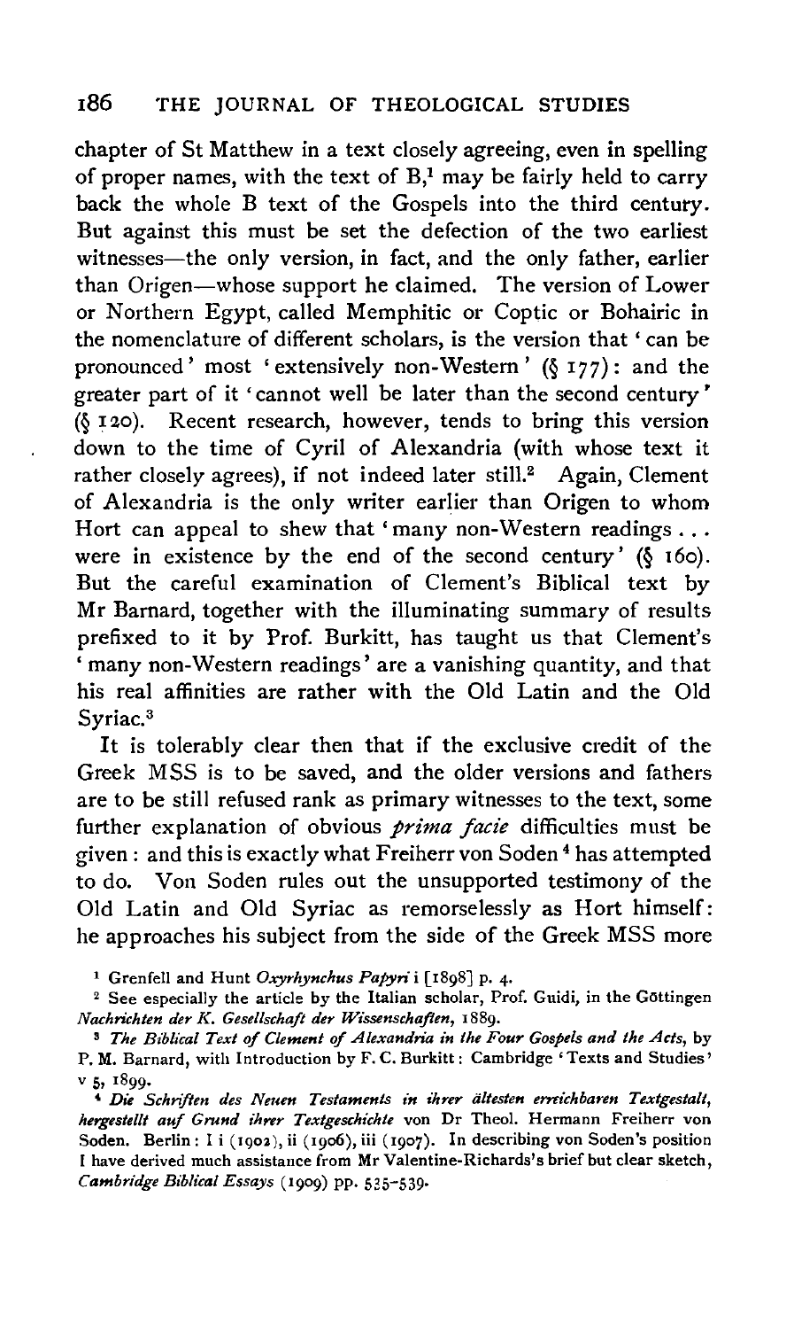chapter of St Matthew in a text closely agreeing, even in spelling of proper names, with the text of B,[1] may be fairly held to carry back the whole B text of the Gospels into the third century. But against this must be set the defection of the two earliest witnesses—the only version, in fact, and the only father, earlier than Origen—whose support he claimed. The version of Lower or Northern Egypt, called Memphitic or Coptic or Bohairic in the nomenclature of different scholars, is the version that 'can be pronounced' most 'extensively non-Western' (§ 177): and the greater part of it 'cannot well be later than the second century' (§ 120). Recent research, however, tends to bring this version down to the time of Cyril of Alexandria (with whose text it rather closely agrees), if not indeed later still.[2] Again, Clement of Alexandria is the only writer earlier than Origen to whom Hort can appeal to shew that 'many non-Western readings . . . were in existence by the end of the second century' (§ 160). But the careful examination of Clement's Biblical text by Mr Barnard, together with the illuminating summary of results prefixed to it by Prof. Burkitt, has taught us that Clement's 'many non-Western readings' are a vanishing quantity, and that his real affinities are rather with the Old Latin and the Old Syriac.[3]

It is tolerably clear then that if the exclusive credit of the Greek MSS is to be saved, and the older versions and fathers are to be still refused rank as primary witnesses to the text, some further explanation of obvious *prima facie* difficulties must be given: and this is exactly what Freiherr von Soden[4] has attempted to do. Von Soden rules out the unsupported testimony of the Old Latin and Old Syriac as remorselessly as Hort himself: he approaches his subject from the side of the Greek MSS more

[1] Grenfell and Hunt *Oxyrhynchus Papyri* i [1898] p. 4.

[2] See especially the article by the Italian scholar, Prof. Guidi, in the Göttingen *Nachrichten der K. Gesellschaft der Wissenschaften*, 1889.

[3] *The Biblical Text of Clement of Alexandria in the Four Gospels and the Acts*, by P. M. Barnard, with Introduction by F. C. Burkitt: Cambridge 'Texts and Studies' v 5, 1899.

[4] *Die Schriften des Neuen Testaments in ihrer ältesten erreichbaren Textgestalt, hergestellt auf Grund ihrer Textgeschichte* von Dr Theol. Hermann Freiherr von Soden. Berlin: I i (1902), ii (1906), iii (1907). In describing von Soden's position I have derived much assistance from Mr Valentine-Richards's brief but clear sketch, *Cambridge Biblical Essays* (1909) pp. 525–539.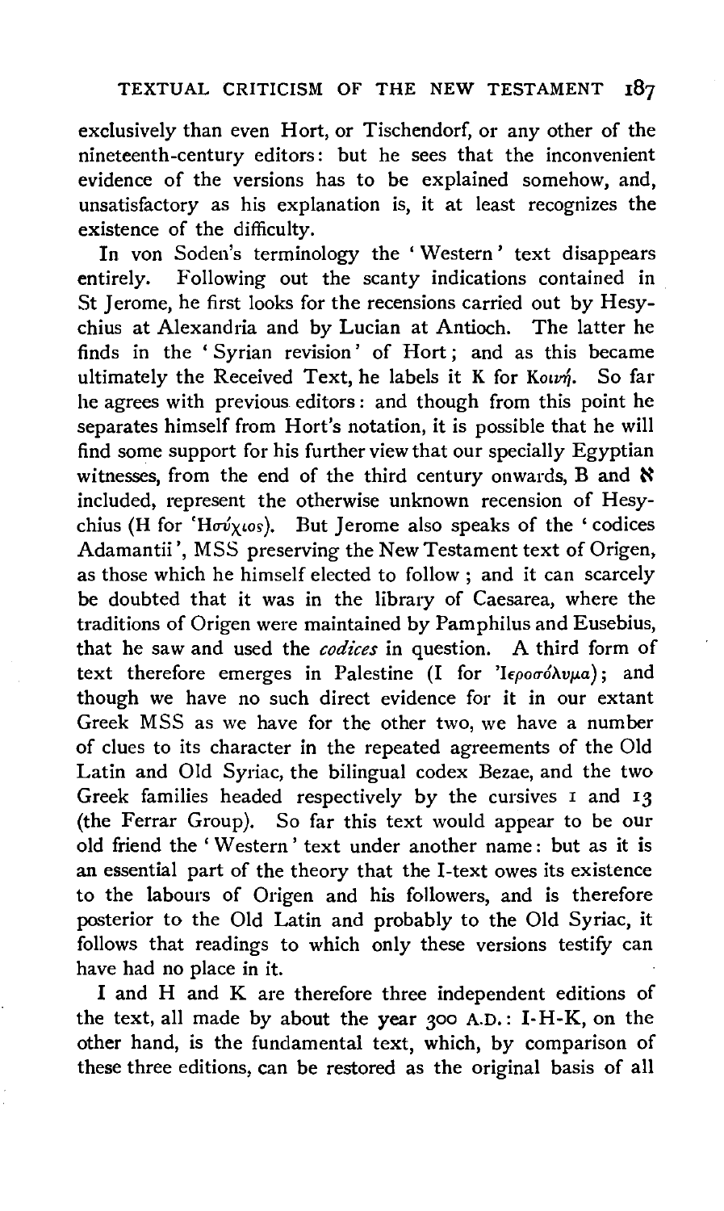exclusively than even Hort, or Tischendorf, or any other of the nineteenth-century editors: but he sees that the inconvenient evidence of the versions has to be explained somehow, and, unsatisfactory as his explanation is, it at least recognizes the existence of the difficulty.

In von Soden's terminology the 'Western' text disappears entirely. Following out the scanty indications contained in St Jerome, he first looks for the recensions carried out by Hesychius at Alexandria and by Lucian at Antioch. The latter he finds in the 'Syrian revision' of Hort; and as this became ultimately the Received Text, he labels it K for Κοινή. So far he agrees with previous editors: and though from this point he separates himself from Hort's notation, it is possible that he will find some support for his further view that our specially Egyptian witnesses, from the end of the third century onwards, B and ℵ included, represent the otherwise unknown recension of Hesychius (H for Ἡσύχιος). But Jerome also speaks of the 'codices Adamantii', MSS preserving the New Testament text of Origen, as those which he himself elected to follow; and it can scarcely be doubted that it was in the library of Caesarea, where the traditions of Origen were maintained by Pamphilus and Eusebius, that he saw and used the *codices* in question. A third form of text therefore emerges in Palestine (I for Ἱεροσόλυμα); and though we have no such direct evidence for it in our extant Greek MSS as we have for the other two, we have a number of clues to its character in the repeated agreements of the Old Latin and Old Syriac, the bilingual codex Bezae, and the two Greek families headed respectively by the cursives 1 and 13 (the Ferrar Group). So far this text would appear to be our old friend the 'Western' text under another name: but as it is an essential part of the theory that the I-text owes its existence to the labours of Origen and his followers, and is therefore posterior to the Old Latin and probably to the Old Syriac, it follows that readings to which only these versions testify can have had no place in it.

I and H and K are therefore three independent editions of the text, all made by about the year 300 A.D.: I-H-K, on the other hand, is the fundamental text, which, by comparison of these three editions, can be restored as the original basis of all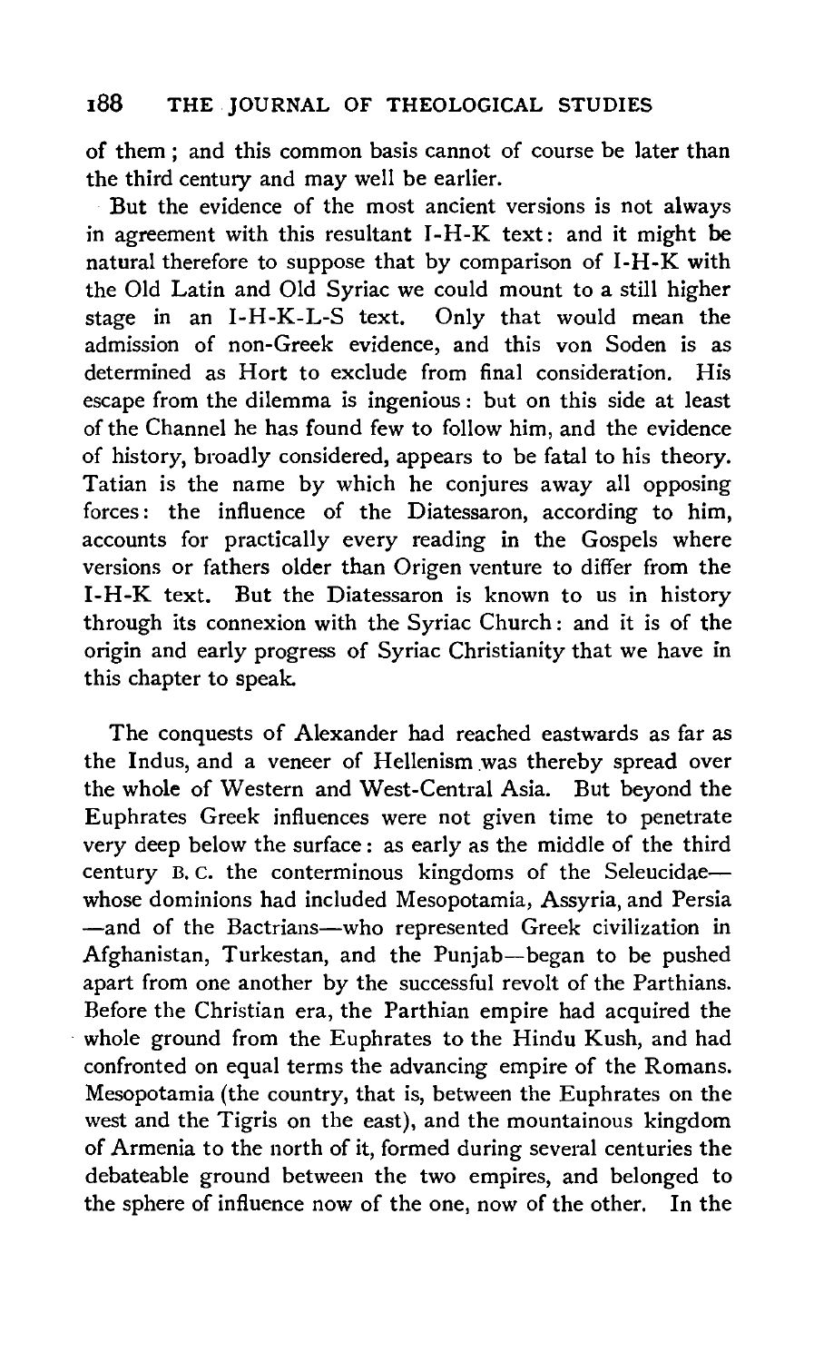of them; and this common basis cannot of course be later than the third century and may well be earlier.

But the evidence of the most ancient versions is not always in agreement with this resultant I-H-K text: and it might be natural therefore to suppose that by comparison of I-H-K with the Old Latin and Old Syriac we could mount to a still higher stage in an I-H-K-L-S text. Only that would mean the admission of non-Greek evidence, and this von Soden is as determined as Hort to exclude from final consideration. His escape from the dilemma is ingenious: but on this side at least of the Channel he has found few to follow him, and the evidence of history, broadly considered, appears to be fatal to his theory. Tatian is the name by which he conjures away all opposing forces: the influence of the Diatessaron, according to him, accounts for practically every reading in the Gospels where versions or fathers older than Origen venture to differ from the I-H-K text. But the Diatessaron is known to us in history through its connexion with the Syriac Church: and it is of the origin and early progress of Syriac Christianity that we have in this chapter to speak.

The conquests of Alexander had reached eastwards as far as the Indus, and a veneer of Hellenism was thereby spread over the whole of Western and West-Central Asia. But beyond the Euphrates Greek influences were not given time to penetrate very deep below the surface: as early as the middle of the third century B.C. the conterminous kingdoms of the Seleucidae—whose dominions had included Mesopotamia, Assyria, and Persia—and of the Bactrians—who represented Greek civilization in Afghanistan, Turkestan, and the Punjab—began to be pushed apart from one another by the successful revolt of the Parthians. Before the Christian era, the Parthian empire had acquired the whole ground from the Euphrates to the Hindu Kush, and had confronted on equal terms the advancing empire of the Romans. Mesopotamia (the country, that is, between the Euphrates on the west and the Tigris on the east), and the mountainous kingdom of Armenia to the north of it, formed during several centuries the debateable ground between the two empires, and belonged to the sphere of influence now of the one, now of the other. In the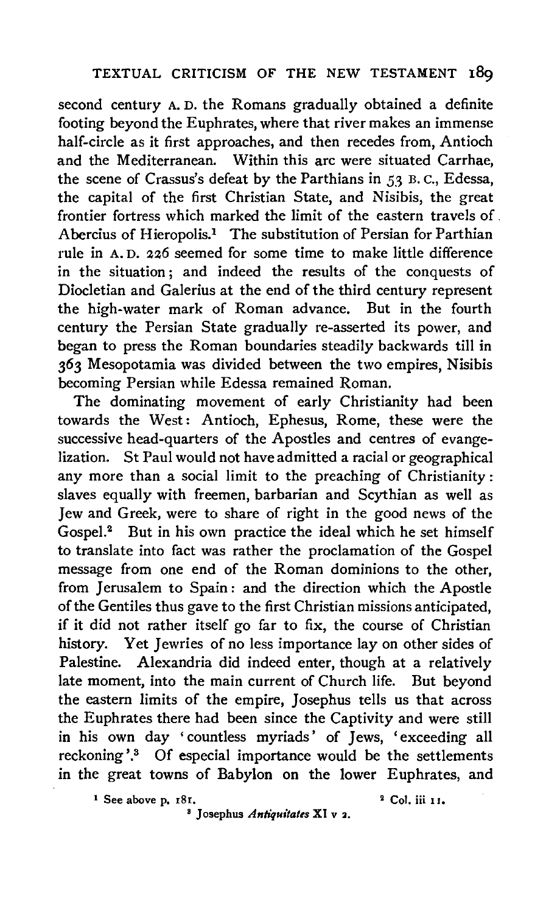second century A. D. the Romans gradually obtained a definite footing beyond the Euphrates, where that river makes an immense half-circle as it first approaches, and then recedes from, Antioch and the Mediterranean. Within this arc were situated Carrhae, the scene of Crassus's defeat by the Parthians in 53 B. C., Edessa, the capital of the first Christian State, and Nisibis, the great frontier fortress which marked the limit of the eastern travels of Abercius of Hieropolis.[1] The substitution of Persian for Parthian rule in A. D. 226 seemed for some time to make little difference in the situation; and indeed the results of the conquests of Diocletian and Galerius at the end of the third century represent the high-water mark of Roman advance. But in the fourth century the Persian State gradually re-asserted its power, and began to press the Roman boundaries steadily backwards till in 363 Mesopotamia was divided between the two empires, Nisibis becoming Persian while Edessa remained Roman.

The dominating movement of early Christianity had been towards the West: Antioch, Ephesus, Rome, these were the successive head-quarters of the Apostles and centres of evangelization. St Paul would not have admitted a racial or geographical any more than a social limit to the preaching of Christianity: slaves equally with freemen, barbarian and Scythian as well as Jew and Greek, were to share of right in the good news of the Gospel.[2] But in his own practice the ideal which he set himself to translate into fact was rather the proclamation of the Gospel message from one end of the Roman dominions to the other, from Jerusalem to Spain: and the direction which the Apostle of the Gentiles thus gave to the first Christian missions anticipated, if it did not rather itself go far to fix, the course of Christian history. Yet Jewries of no less importance lay on other sides of Palestine. Alexandria did indeed enter, though at a relatively late moment, into the main current of Church life. But beyond the eastern limits of the empire, Josephus tells us that across the Euphrates there had been since the Captivity and were still in his own day 'countless myriads' of Jews, 'exceeding all reckoning'.[3] Of especial importance would be the settlements in the great towns of Babylon on the lower Euphrates, and

[1] See above p. 181.

[2] Col. iii 11.

[3] Josephus *Antiquitates* XI v 2.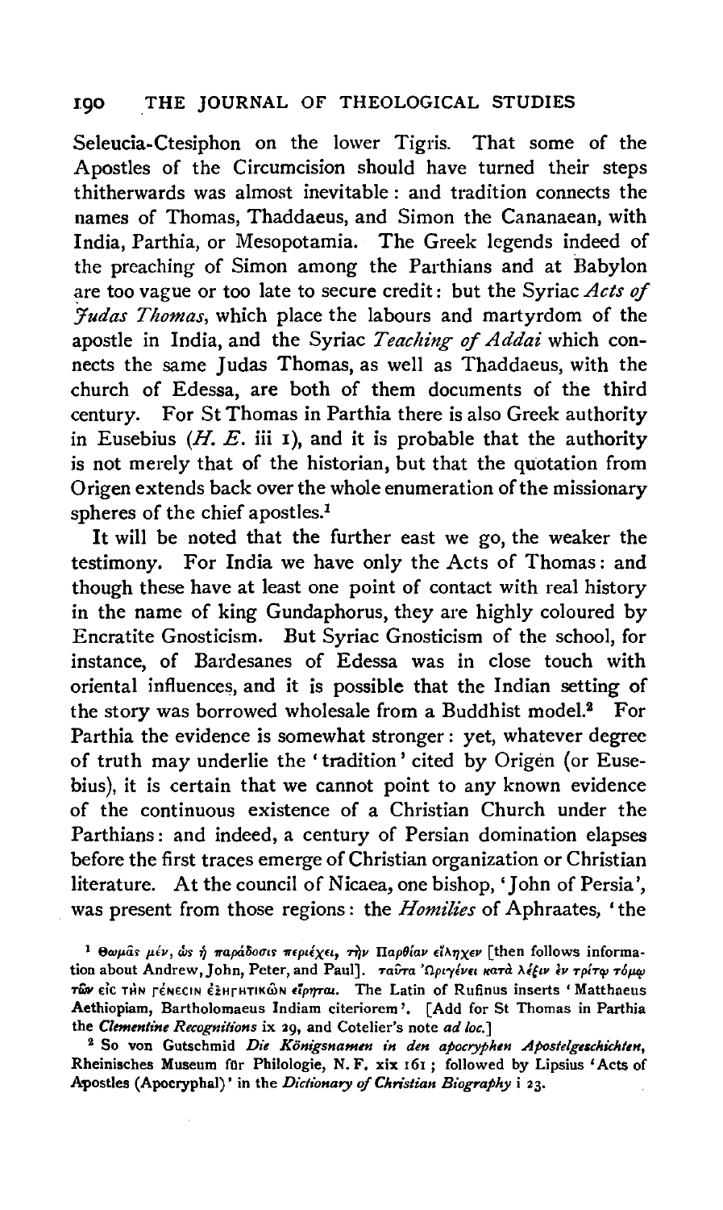Seleucia-Ctesiphon on the lower Tigris. That some of the Apostles of the Circumcision should have turned their steps thitherwards was almost inevitable: and tradition connects the names of Thomas, Thaddaeus, and Simon the Cananaean, with India, Parthia, or Mesopotamia. The Greek legends indeed of the preaching of Simon among the Parthians and at Babylon are too vague or too late to secure credit: but the Syriac *Acts of Judas Thomas*, which place the labours and martyrdom of the apostle in India, and the Syriac *Teaching of Addai* which connects the same Judas Thomas, as well as Thaddaeus, with the church of Edessa, are both of them documents of the third century. For St Thomas in Parthia there is also Greek authority in Eusebius (*H. E.* iii 1), and it is probable that the authority is not merely that of the historian, but that the quotation from Origen extends back over the whole enumeration of the missionary spheres of the chief apostles.[1]

It will be noted that the further east we go, the weaker the testimony. For India we have only the Acts of Thomas: and though these have at least one point of contact with real history in the name of king Gundaphorus, they are highly coloured by Encratite Gnosticism. But Syriac Gnosticism of the school, for instance, of Bardesanes of Edessa was in close touch with oriental influences, and it is possible that the Indian setting of the story was borrowed wholesale from a Buddhist model.[2] For Parthia the evidence is somewhat stronger: yet, whatever degree of truth may underlie the 'tradition' cited by Origen (or Eusebius), it is certain that we cannot point to any known evidence of the continuous existence of a Christian Church under the Parthians: and indeed, a century of Persian domination elapses before the first traces emerge of Christian organization or Christian literature. At the council of Nicaea, one bishop, 'John of Persia', was present from those regions: the *Homilies* of Aphraates, 'the

---

[1] Θωμᾶς μέν, ὡς ἡ παράδοσις περιέχει, τὴν Παρθίαν εἴληχεν [then follows information about Andrew, John, Peter, and Paul]. ταῦτα Ὠριγένει κατὰ λέξιν ἐν τρίτῳ τόμῳ τῶν εἰς τὴν Γένεσιν ἐξηγητικῶν εἴρηται. The Latin of Rufinus inserts 'Matthaeus Aethiopiam, Bartholomaeus Indiam citeriorem'. [Add for St Thomas in Parthia the *Clementine Recognitions* ix 29, and Cotelier's note *ad loc.*]

[2] So von Gutschmid *Die Königsnamen in den apocryphen Apostelgeschichten*, Rheinisches Museum für Philologie, N. F. xix 161; followed by Lipsius 'Acts of Apostles (Apocryphal)' in the *Dictionary of Christian Biography* i 23.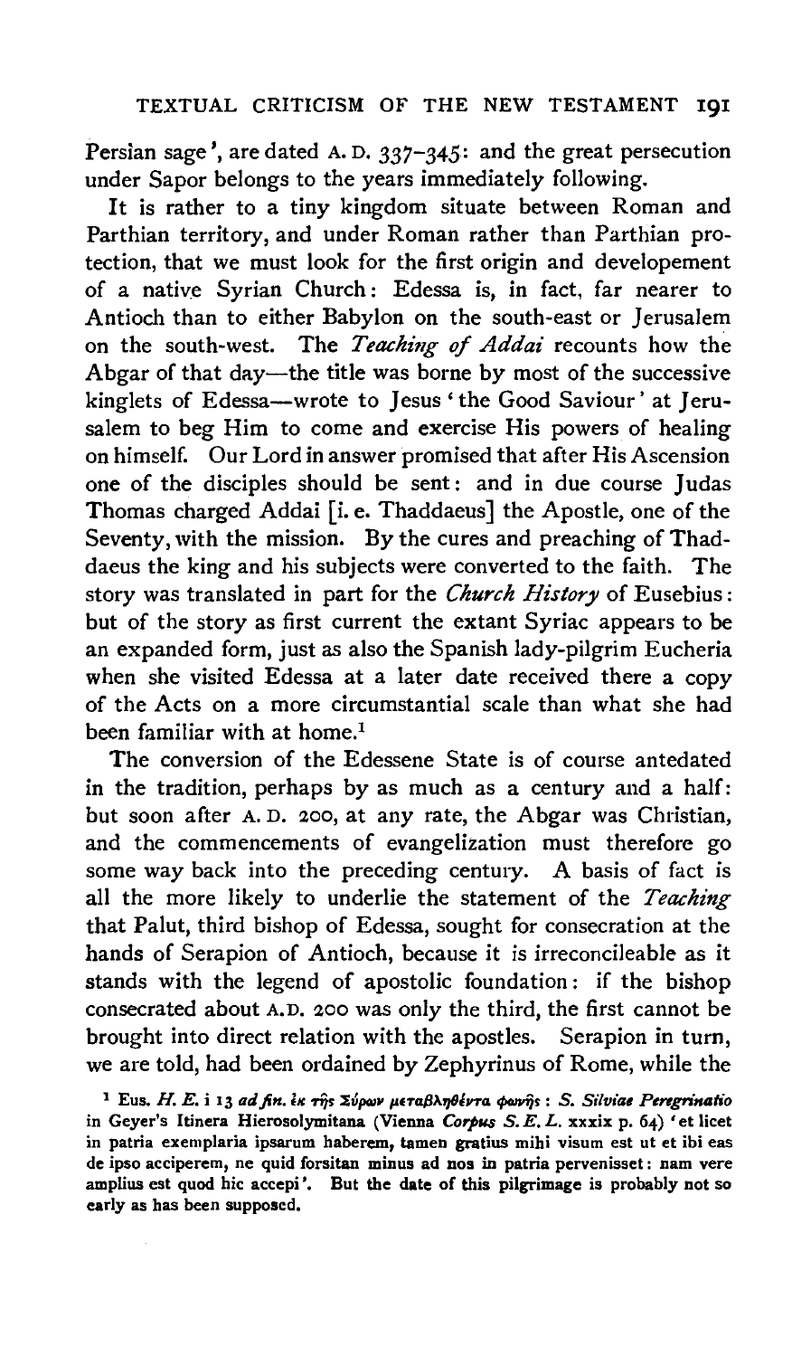Persian sage', are dated A. D. 337–345: and the great persecution under Sapor belongs to the years immediately following.

It is rather to a tiny kingdom situate between Roman and Parthian territory, and under Roman rather than Parthian protection, that we must look for the first origin and developement of a native Syrian Church: Edessa is, in fact, far nearer to Antioch than to either Babylon on the south-east or Jerusalem on the south-west. The *Teaching of Addai* recounts how the Abgar of that day—the title was borne by most of the successive kinglets of Edessa—wrote to Jesus 'the Good Saviour' at Jerusalem to beg Him to come and exercise His powers of healing on himself. Our Lord in answer promised that after His Ascension one of the disciples should be sent: and in due course Judas Thomas charged Addai [i. e. Thaddaeus] the Apostle, one of the Seventy, with the mission. By the cures and preaching of Thaddaeus the king and his subjects were converted to the faith. The story was translated in part for the *Church History* of Eusebius: but of the story as first current the extant Syriac appears to be an expanded form, just as also the Spanish lady-pilgrim Eucheria when she visited Edessa at a later date received there a copy of the Acts on a more circumstantial scale than what she had been familiar with at home.[1]

The conversion of the Edessene State is of course antedated in the tradition, perhaps by as much as a century and a half: but soon after A. D. 200, at any rate, the Abgar was Christian, and the commencements of evangelization must therefore go some way back into the preceding century. A basis of fact is all the more likely to underlie the statement of the *Teaching* that Palut, third bishop of Edessa, sought for consecration at the hands of Serapion of Antioch, because it is irreconcileable as it stands with the legend of apostolic foundation: if the bishop consecrated about A.D. 200 was only the third, the first cannot be brought into direct relation with the apostles. Serapion in turn, we are told, had been ordained by Zephyrinus of Rome, while the

[1] Eus. *H. E.* i 13 *ad fin.* ἐκ τῆς Σύρων μεταβληθέντα φωνῆς: *S. Silviae Peregrinatio* in Geyer's Itinera Hierosolymitana (Vienna *Corpus S. E. L.* xxxix p. 64) 'et licet in patria exemplaria ipsarum haberem, tamen gratius mihi visum est ut et ibi eas de ipso acciperem, ne quid forsitan minus ad nos in patria pervenisset: nam vere amplius est quod hic accepi'. But the date of this pilgrimage is probably not so early as has been supposed.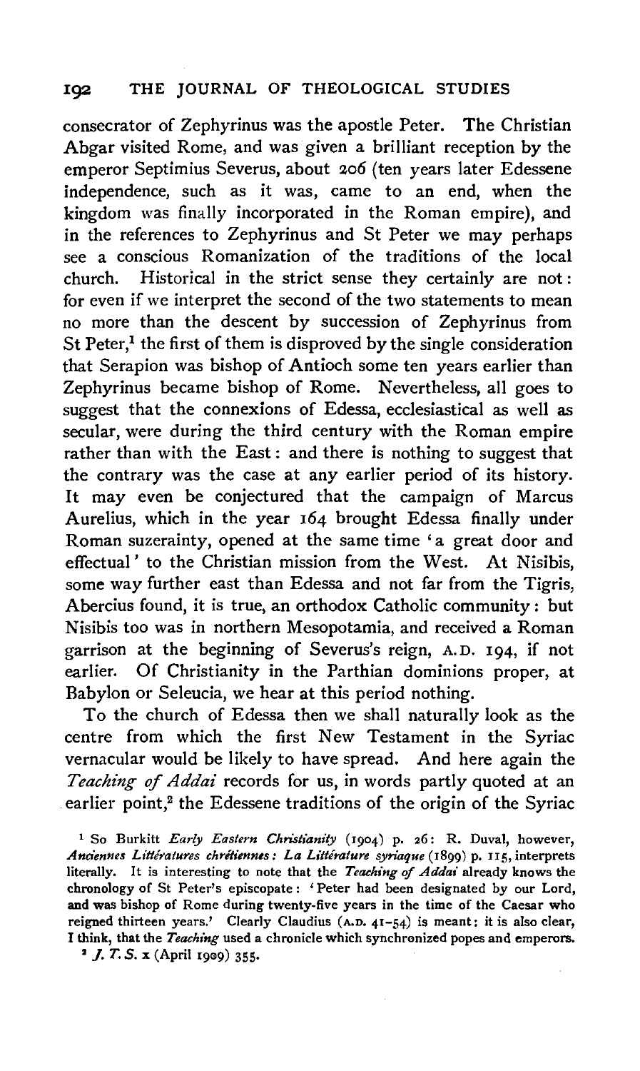consecrator of Zephyrinus was the apostle Peter. The Christian Abgar visited Rome, and was given a brilliant reception by the emperor Septimius Severus, about 206 (ten years later Edessene independence, such as it was, came to an end, when the kingdom was finally incorporated in the Roman empire), and in the references to Zephyrinus and St Peter we may perhaps see a conscious Romanization of the traditions of the local church. Historical in the strict sense they certainly are not: for even if we interpret the second of the two statements to mean no more than the descent by succession of Zephyrinus from St Peter,[1] the first of them is disproved by the single consideration that Serapion was bishop of Antioch some ten years earlier than Zephyrinus became bishop of Rome. Nevertheless, all goes to suggest that the connexions of Edessa, ecclesiastical as well as secular, were during the third century with the Roman empire rather than with the East: and there is nothing to suggest that the contrary was the case at any earlier period of its history. It may even be conjectured that the campaign of Marcus Aurelius, which in the year 164 brought Edessa finally under Roman suzerainty, opened at the same time 'a great door and effectual' to the Christian mission from the West. At Nisibis, some way further east than Edessa and not far from the Tigris, Abercius found, it is true, an orthodox Catholic community: but Nisibis too was in northern Mesopotamia, and received a Roman garrison at the beginning of Severus's reign, A.D. 194, if not earlier. Of Christianity in the Parthian dominions proper, at Babylon or Seleucia, we hear at this period nothing.

To the church of Edessa then we shall naturally look as the centre from which the first New Testament in the Syriac vernacular would be likely to have spread. And here again the *Teaching of Addai* records for us, in words partly quoted at an earlier point,[2] the Edessene traditions of the origin of the Syriac

[1] So Burkitt *Early Eastern Christianity* (1904) p. 26: R. Duval, however, *Anciennes Littératures chrétiennes: La Littérature syriaque* (1899) p. 115, interprets literally. It is interesting to note that the *Teaching of Addai* already knows the chronology of St Peter's episcopate: 'Peter had been designated by our Lord, and was bishop of Rome during twenty-five years in the time of the Caesar who reigned thirteen years.' Clearly Claudius (A.D. 41–54) is meant: it is also clear, I think, that the *Teaching* used a chronicle which synchronized popes and emperors.

[2] *J. T. S.* x (April 1909) 355.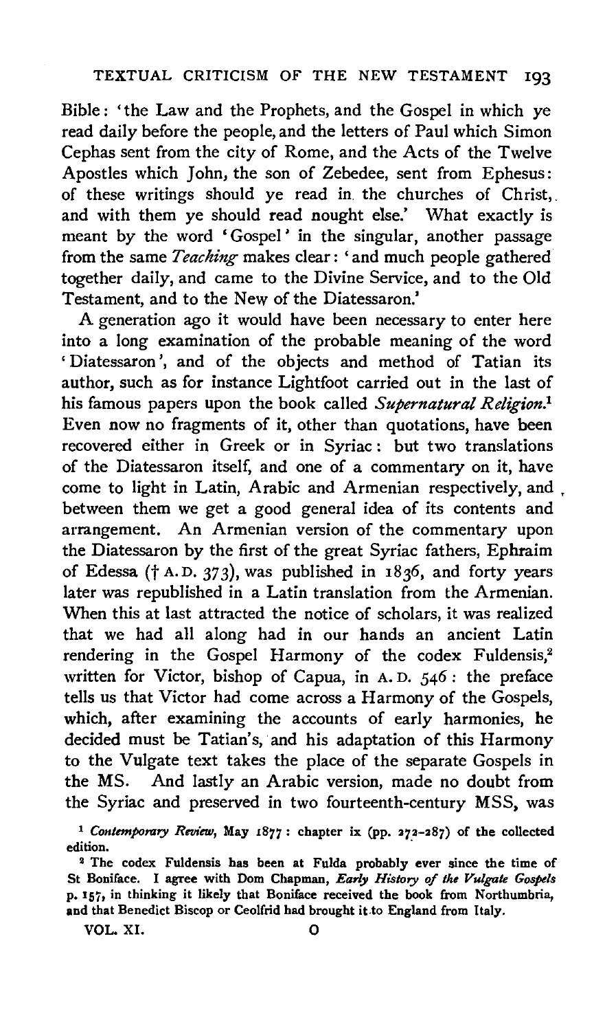Bible: 'the Law and the Prophets, and the Gospel in which ye read daily before the people, and the letters of Paul which Simon Cephas sent from the city of Rome, and the Acts of the Twelve Apostles which John, the son of Zebedee, sent from Ephesus: of these writings should ye read in the churches of Christ, and with them ye should read nought else.' What exactly is meant by the word 'Gospel' in the singular, another passage from the same *Teaching* makes clear: 'and much people gathered together daily, and came to the Divine Service, and to the Old Testament, and to the New of the Diatessaron.'

A generation ago it would have been necessary to enter here into a long examination of the probable meaning of the word 'Diatessaron', and of the objects and method of Tatian its author, such as for instance Lightfoot carried out in the last of his famous papers upon the book called *Supernatural Religion*.[1] Even now no fragments of it, other than quotations, have been recovered either in Greek or in Syriac: but two translations of the Diatessaron itself, and one of a commentary on it, have come to light in Latin, Arabic and Armenian respectively, and between them we get a good general idea of its contents and arrangement. An Armenian version of the commentary upon the Diatessaron by the first of the great Syriac fathers, Ephraim of Edessa († A.D. 373), was published in 1836, and forty years later was republished in a Latin translation from the Armenian. When this at last attracted the notice of scholars, it was realized that we had all along had in our hands an ancient Latin rendering in the Gospel Harmony of the codex Fuldensis,[2] written for Victor, bishop of Capua, in A.D. 546: the preface tells us that Victor had come across a Harmony of the Gospels, which, after examining the accounts of early harmonies, he decided must be Tatian's, and his adaptation of this Harmony to the Vulgate text takes the place of the separate Gospels in the MS. And lastly an Arabic version, made no doubt from the Syriac and preserved in two fourteenth-century MSS, was

[1] *Contemporary Review*, May 1877: chapter ix (pp. 272–287) of the collected edition.

[2] The codex Fuldensis has been at Fulda probably ever since the time of St Boniface. I agree with Dom Chapman, *Early History of the Vulgate Gospels* p. 157, in thinking it likely that Boniface received the book from Northumbria, and that Benedict Biscop or Ceolfrid had brought it to England from Italy.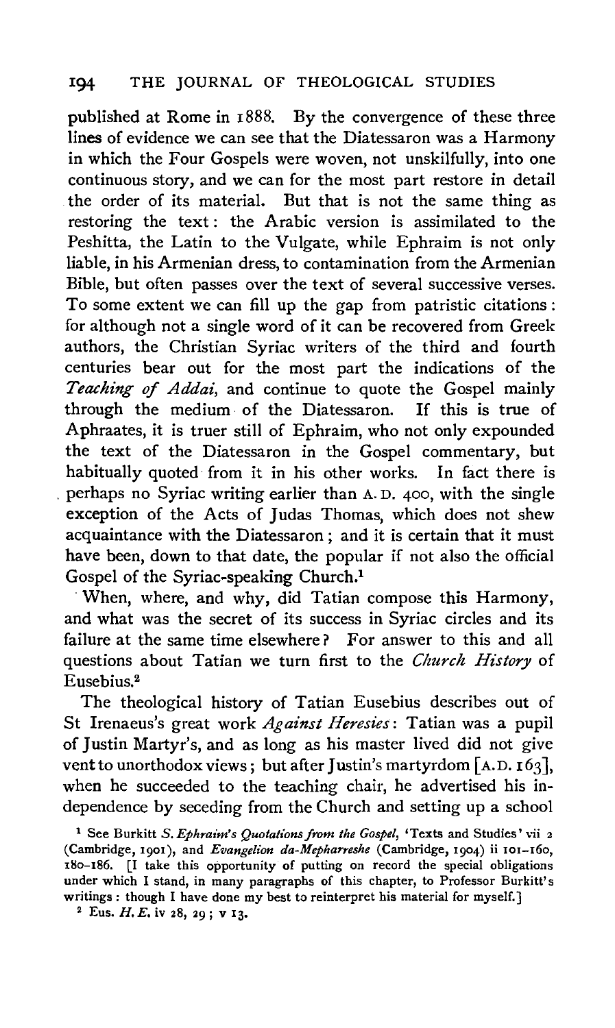published at Rome in 1888. By the convergence of these three lines of evidence we can see that the Diatessaron was a Harmony in which the Four Gospels were woven, not unskilfully, into one continuous story, and we can for the most part restore in detail the order of its material. But that is not the same thing as restoring the text: the Arabic version is assimilated to the Peshitta, the Latin to the Vulgate, while Ephraim is not only liable, in his Armenian dress, to contamination from the Armenian Bible, but often passes over the text of several successive verses. To some extent we can fill up the gap from patristic citations: for although not a single word of it can be recovered from Greek authors, the Christian Syriac writers of the third and fourth centuries bear out for the most part the indications of the *Teaching of Addai*, and continue to quote the Gospel mainly through the medium of the Diatessaron. If this is true of Aphraates, it is truer still of Ephraim, who not only expounded the text of the Diatessaron in the Gospel commentary, but habitually quoted from it in his other works. In fact there is perhaps no Syriac writing earlier than A. D. 400, with the single exception of the Acts of Judas Thomas, which does not shew acquaintance with the Diatessaron; and it is certain that it must have been, down to that date, the popular if not also the official Gospel of the Syriac-speaking Church.[1]

When, where, and why, did Tatian compose this Harmony, and what was the secret of its success in Syriac circles and its failure at the same time elsewhere? For answer to this and all questions about Tatian we turn first to the *Church History* of Eusebius.[2]

The theological history of Tatian Eusebius describes out of St Irenaeus's great work *Against Heresies*: Tatian was a pupil of Justin Martyr's, and as long as his master lived did not give vent to unorthodox views; but after Justin's martyrdom [A.D. 163], when he succeeded to the teaching chair, he advertised his independence by seceding from the Church and setting up a school

[1] See Burkitt *S. Ephraim's Quotations from the Gospel*, 'Texts and Studies' vii 2 (Cambridge, 1901), and *Evangelion da-Mepharreshe* (Cambridge, 1904) ii 101–160, 180–186. [I take this opportunity of putting on record the special obligations under which I stand, in many paragraphs of this chapter, to Professor Burkitt's writings: though I have done my best to reinterpret his material for myself.]

[2] Eus. *H. E.* iv 28, 29; v 13.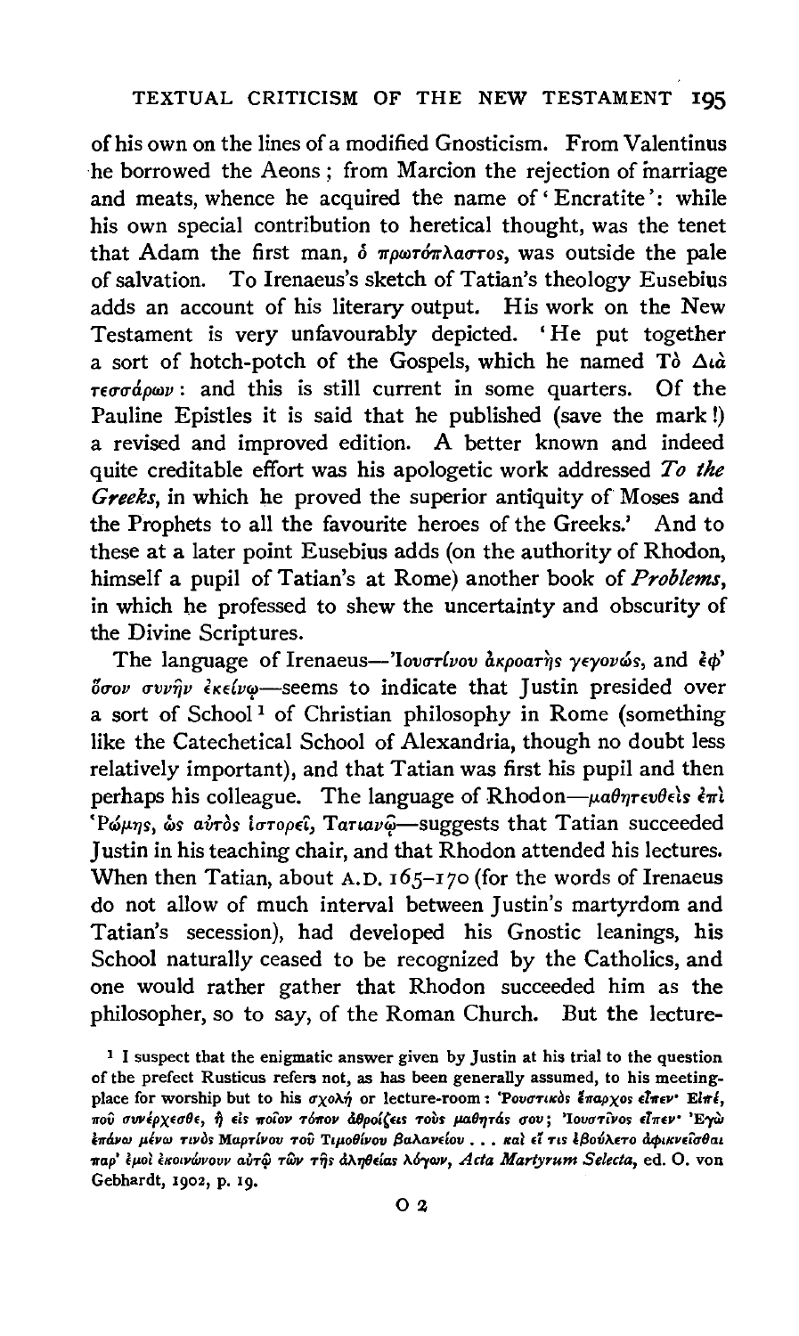of his own on the lines of a modified Gnosticism. From Valentinus he borrowed the Aeons; from Marcion the rejection of marriage and meats, whence he acquired the name of 'Encratite': while his own special contribution to heretical thought, was the tenet that Adam the first man, ὁ πρωτόπλαστος, was outside the pale of salvation. To Irenaeus's sketch of Tatian's theology Eusebius adds an account of his literary output. His work on the New Testament is very unfavourably depicted. 'He put together a sort of hotch-potch of the Gospels, which he named Τὸ Διὰ τεσσάρων: and this is still current in some quarters. Of the Pauline Epistles it is said that he published (save the mark!) a revised and improved edition. A better known and indeed quite creditable effort was his apologetic work addressed *To the Greeks*, in which he proved the superior antiquity of Moses and the Prophets to all the favourite heroes of the Greeks.' And to these at a later point Eusebius adds (on the authority of Rhodon, himself a pupil of Tatian's at Rome) another book of *Problems*, in which he professed to shew the uncertainty and obscurity of the Divine Scriptures.

The language of Irenaeus—Ἰουστίνου ἀκροατὴς γεγονώς, and ἐφ' ὅσον συνῆν ἐκείνῳ—seems to indicate that Justin presided over a sort of School[1] of Christian philosophy in Rome (something like the Catechetical School of Alexandria, though no doubt less relatively important), and that Tatian was first his pupil and then perhaps his colleague. The language of Rhodon—μαθητευθεὶς ἐπὶ Ῥώμης, ὡς αὐτὸς ἱστορεῖ, Τατιανῷ—suggests that Tatian succeeded Justin in his teaching chair, and that Rhodon attended his lectures. When then Tatian, about A.D. 165–170 (for the words of Irenaeus do not allow of much interval between Justin's martyrdom and Tatian's secession), had developed his Gnostic leanings, his School naturally ceased to be recognized by the Catholics, and one would rather gather that Rhodon succeeded him as the philosopher, so to say, of the Roman Church. But the lecture-

[1] I suspect that the enigmatic answer given by Justin at his trial to the question of the prefect Rusticus refers not, as has been generally assumed, to his meeting-place for worship but to his σχολή or lecture-room: Ῥουστικὸς ἔπαρχος εἶπεν· Εἰπέ, ποῦ συνέρχεσθε, ἢ εἰς ποῖον τόπον ἀθροίζεις τοὺς μαθητάς σου; Ἰουστῖνος εἶπεν· Ἐγὼ ἐπάνω μένω τινὸς Μαρτίνου τοῦ Τιμοθίνου βαλανείου . . . καὶ εἴ τις ἐβούλετο ἀφικνεῖσθαι παρ' ἐμοὶ ἐκοινώνουν αὐτῷ τῶν τῆς ἀληθείας λόγων, *Acta Martyrum Selecta*, ed. O. von Gebhardt, 1902, p. 19.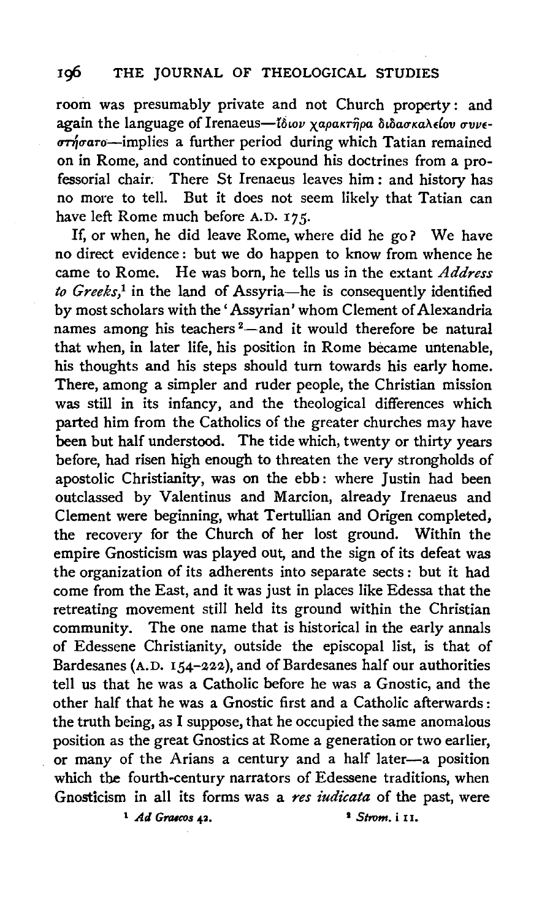room was presumably private and not Church property: and again the language of Irenaeus—ἴδιον χαρακτῆρα διδασκαλείου συνεστήσατο—implies a further period during which Tatian remained on in Rome, and continued to expound his doctrines from a professorial chair. There St Irenaeus leaves him: and history has no more to tell. But it does not seem likely that Tatian can have left Rome much before A.D. 175.

If, or when, he did leave Rome, where did he go? We have no direct evidence: but we do happen to know from whence he came to Rome. He was born, he tells us in the extant *Address to Greeks*,[1] in the land of Assyria—he is consequently identified by most scholars with the 'Assyrian' whom Clement of Alexandria names among his teachers[2]—and it would therefore be natural that when, in later life, his position in Rome became untenable, his thoughts and his steps should turn towards his early home. There, among a simpler and ruder people, the Christian mission was still in its infancy, and the theological differences which parted him from the Catholics of the greater churches may have been but half understood. The tide which, twenty or thirty years before, had risen high enough to threaten the very strongholds of apostolic Christianity, was on the ebb: where Justin had been outclassed by Valentinus and Marcion, already Irenaeus and Clement were beginning, what Tertullian and Origen completed, the recovery for the Church of her lost ground. Within the empire Gnosticism was played out, and the sign of its defeat was the organization of its adherents into separate sects: but it had come from the East, and it was just in places like Edessa that the retreating movement still held its ground within the Christian community. The one name that is historical in the early annals of Edessene Christianity, outside the episcopal list, is that of Bardesanes (A.D. 154–222), and of Bardesanes half our authorities tell us that he was a Catholic before he was a Gnostic, and the other half that he was a Gnostic first and a Catholic afterwards: the truth being, as I suppose, that he occupied the same anomalous position as the great Gnostics at Rome a generation or two earlier, or many of the Arians a century and a half later—a position which the fourth-century narrators of Edessene traditions, when Gnosticism in all its forms was a *res iudicata* of the past, were

[1] *Ad Graecos* 42.

[2] *Strom.* i 11.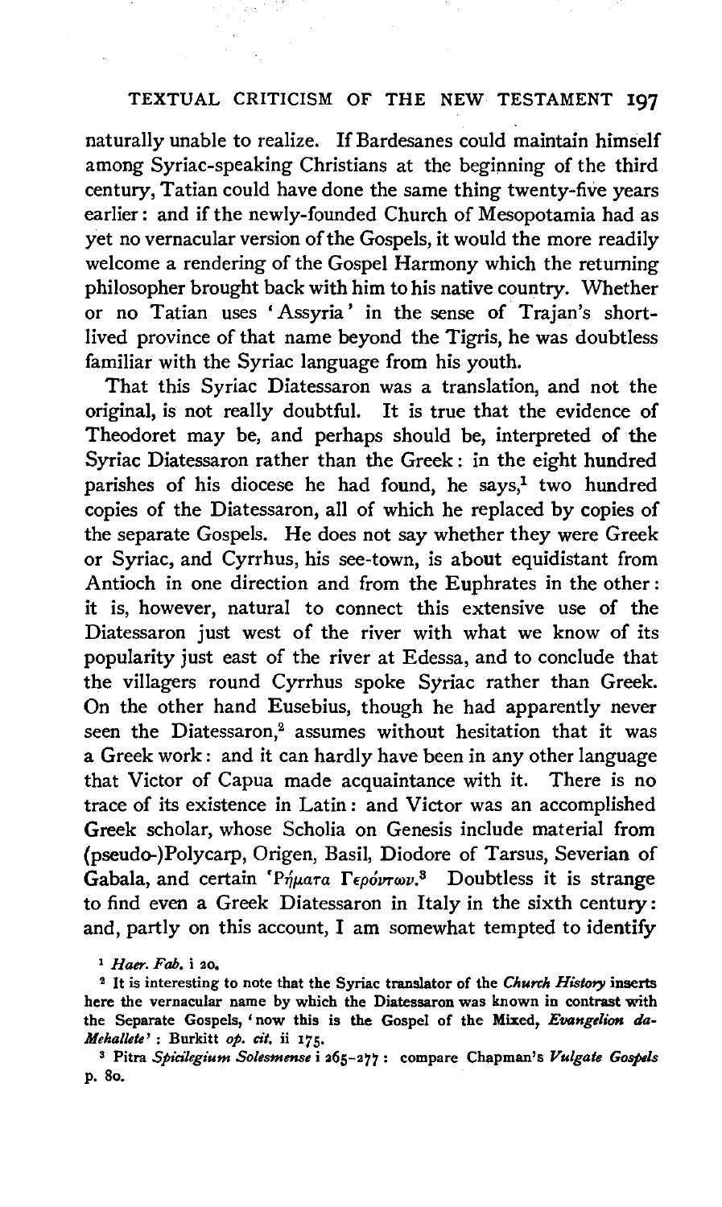naturally unable to realize. If Bardesanes could maintain himself among Syriac-speaking Christians at the beginning of the third century, Tatian could have done the same thing twenty-five years earlier: and if the newly-founded Church of Mesopotamia had as yet no vernacular version of the Gospels, it would the more readily welcome a rendering of the Gospel Harmony which the returning philosopher brought back with him to his native country. Whether or no Tatian uses 'Assyria' in the sense of Trajan's short-lived province of that name beyond the Tigris, he was doubtless familiar with the Syriac language from his youth.

That this Syriac Diatessaron was a translation, and not the original, is not really doubtful. It is true that the evidence of Theodoret may be, and perhaps should be, interpreted of the Syriac Diatessaron rather than the Greek: in the eight hundred parishes of his diocese he had found, he says,[1] two hundred copies of the Diatessaron, all of which he replaced by copies of the separate Gospels. He does not say whether they were Greek or Syriac, and Cyrrhus, his see-town, is about equidistant from Antioch in one direction and from the Euphrates in the other: it is, however, natural to connect this extensive use of the Diatessaron just west of the river with what we know of its popularity just east of the river at Edessa, and to conclude that the villagers round Cyrrhus spoke Syriac rather than Greek. On the other hand Eusebius, though he had apparently never seen the Diatessaron,[2] assumes without hesitation that it was a Greek work: and it can hardly have been in any other language that Victor of Capua made acquaintance with it. There is no trace of its existence in Latin: and Victor was an accomplished Greek scholar, whose Scholia on Genesis include material from (pseudo-)Polycarp, Origen, Basil, Diodore of Tarsus, Severian of Gabala, and certain Ῥήματα Γερόντων.[3] Doubtless it is strange to find even a Greek Diatessaron in Italy in the sixth century: and, partly on this account, I am somewhat tempted to identify

[1] *Haer. Fab.* i 20.

[2] It is interesting to note that the Syriac translator of the *Church History* inserts here the vernacular name by which the Diatessaron was known in contrast with the Separate Gospels, 'now this is the Gospel of the Mixed, *Evangelion da-Mehallete*': Burkitt *op. cit.* ii 175.

[3] Pitra *Spicilegium Solesmense* i 265–277: compare Chapman's *Vulgate Gospels* p. 80.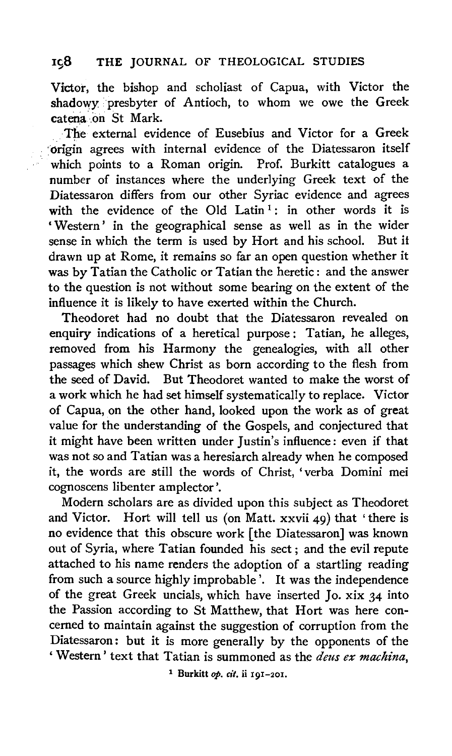Victor, the bishop and scholiast of Capua, with Victor the shadowy presbyter of Antioch, to whom we owe the Greek catena on St Mark.

The external evidence of Eusebius and Victor for a Greek origin agrees with internal evidence of the Diatessaron itself which points to a Roman origin. Prof. Burkitt catalogues a number of instances where the underlying Greek text of the Diatessaron differs from our other Syriac evidence and agrees with the evidence of the Old Latin [1]: in other words it is 'Western' in the geographical sense as well as in the wider sense in which the term is used by Hort and his school. But if drawn up at Rome, it remains so far an open question whether it was by Tatian the Catholic or Tatian the heretic: and the answer to the question is not without some bearing on the extent of the influence it is likely to have exerted within the Church.

Theodoret had no doubt that the Diatessaron revealed on enquiry indications of a heretical purpose: Tatian, he alleges, removed from his Harmony the genealogies, with all other passages which shew Christ as born according to the flesh from the seed of David. But Theodoret wanted to make the worst of a work which he had set himself systematically to replace. Victor of Capua, on the other hand, looked upon the work as of great value for the understanding of the Gospels, and conjectured that it might have been written under Justin's influence: even if that was not so and Tatian was a heresiarch already when he composed it, the words are still the words of Christ, 'verba Domini mei cognoscens libenter amplector'.

Modern scholars are as divided upon this subject as Theodoret and Victor. Hort will tell us (on Matt. xxvii 49) that 'there is no evidence that this obscure work [the Diatessaron] was known out of Syria, where Tatian founded his sect; and the evil repute attached to his name renders the adoption of a startling reading from such a source highly improbable'. It was the independence of the great Greek uncials, which have inserted Jo. xix 34 into the Passion according to St Matthew, that Hort was here concerned to maintain against the suggestion of corruption from the Diatessaron: but it is more generally by the opponents of the 'Western' text that Tatian is summoned as the *deus ex machina*,

[1] Burkitt *op. cit.* ii 191–201.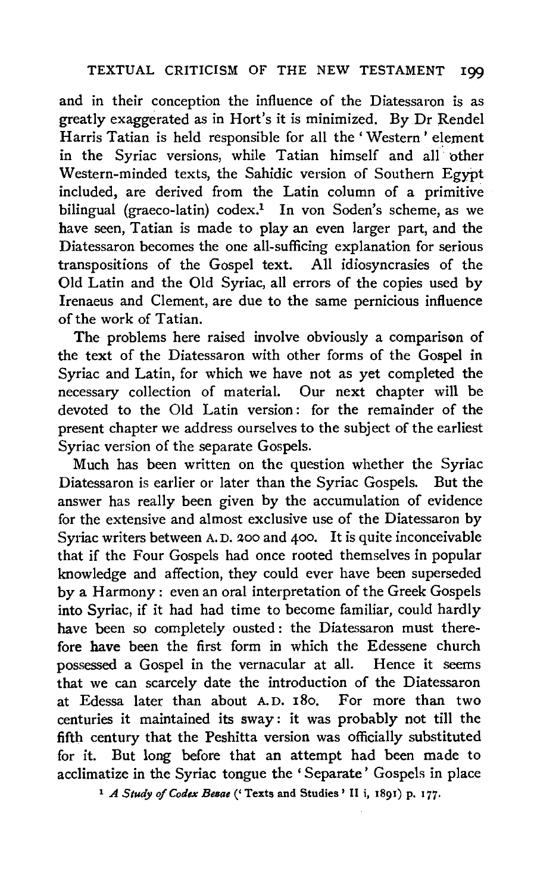and in their conception the influence of the Diatessaron is as greatly exaggerated as in Hort's it is minimized. By Dr Rendel Harris Tatian is held responsible for all the 'Western' element in the Syriac versions, while Tatian himself and all other Western-minded texts, the Sahidic version of Southern Egypt included, are derived from the Latin column of a primitive bilingual (graeco-latin) codex.[1] In von Soden's scheme, as we have seen, Tatian is made to play an even larger part, and the Diatessaron becomes the one all-sufficing explanation for serious transpositions of the Gospel text. All idiosyncrasies of the Old Latin and the Old Syriac, all errors of the copies used by Irenaeus and Clement, are due to the same pernicious influence of the work of Tatian.

The problems here raised involve obviously a comparison of the text of the Diatessaron with other forms of the Gospel in Syriac and Latin, for which we have not as yet completed the necessary collection of material. Our next chapter will be devoted to the Old Latin version: for the remainder of the present chapter we address ourselves to the subject of the earliest Syriac version of the separate Gospels.

Much has been written on the question whether the Syriac Diatessaron is earlier or later than the Syriac Gospels. But the answer has really been given by the accumulation of evidence for the extensive and almost exclusive use of the Diatessaron by Syriac writers between A.D. 200 and 400. It is quite inconceivable that if the Four Gospels had once rooted themselves in popular knowledge and affection, they could ever have been superseded by a Harmony: even an oral interpretation of the Greek Gospels into Syriac, if it had had time to become familiar, could hardly have been so completely ousted: the Diatessaron must therefore have been the first form in which the Edessene church possessed a Gospel in the vernacular at all. Hence it seems that we can scarcely date the introduction of the Diatessaron at Edessa later than about A.D. 180. For more than two centuries it maintained its sway: it was probably not till the fifth century that the Peshitta version was officially substituted for it. But long before that an attempt had been made to acclimatize in the Syriac tongue the 'Separate' Gospels in place

[1] *A Study of Codex Bezae* ('Texts and Studies' II i, 1891) p. 177.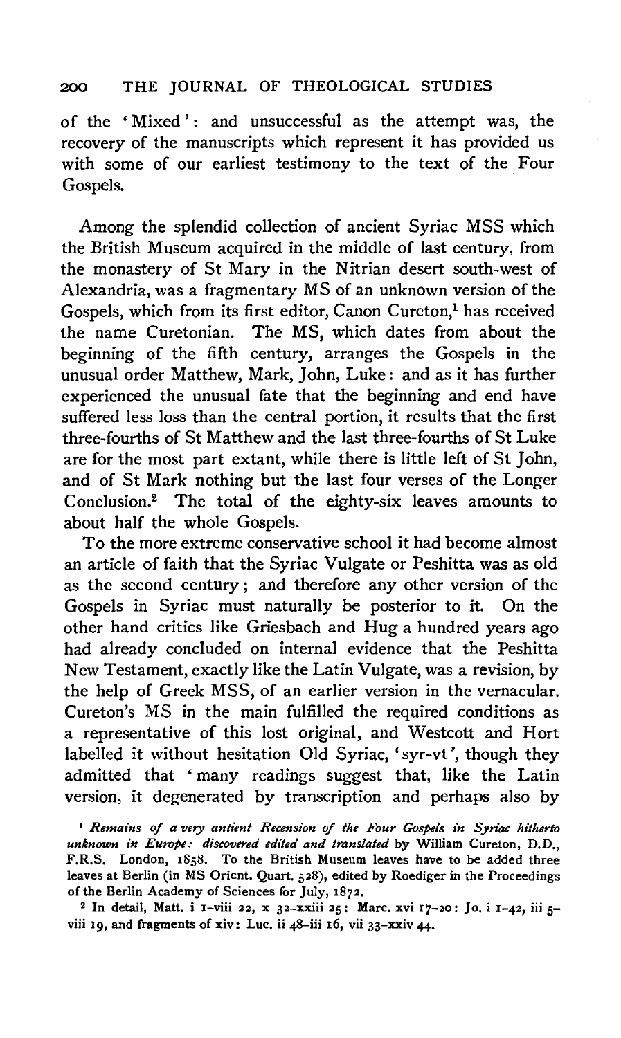of the 'Mixed': and unsuccessful as the attempt was, the recovery of the manuscripts which represent it has provided us with some of our earliest testimony to the text of the Four Gospels.

Among the splendid collection of ancient Syriac MSS which the British Museum acquired in the middle of last century, from the monastery of St Mary in the Nitrian desert south-west of Alexandria, was a fragmentary MS of an unknown version of the Gospels, which from its first editor, Canon Cureton,[1] has received the name Curetonian. The MS, which dates from about the beginning of the fifth century, arranges the Gospels in the unusual order Matthew, Mark, John, Luke: and as it has further experienced the unusual fate that the beginning and end have suffered less loss than the central portion, it results that the first three-fourths of St Matthew and the last three-fourths of St Luke are for the most part extant, while there is little left of St John, and of St Mark nothing but the last four verses of the Longer Conclusion.[2] The total of the eighty-six leaves amounts to about half the whole Gospels.

To the more extreme conservative school it had become almost an article of faith that the Syriac Vulgate or Peshitta was as old as the second century; and therefore any other version of the Gospels in Syriac must naturally be posterior to it. On the other hand critics like Griesbach and Hug a hundred years ago had already concluded on internal evidence that the Peshitta New Testament, exactly like the Latin Vulgate, was a revision, by the help of Greek MSS, of an earlier version in the vernacular. Cureton's MS in the main fulfilled the required conditions as a representative of this lost original, and Westcott and Hort labelled it without hesitation Old Syriac, 'syr-vt', though they admitted that 'many readings suggest that, like the Latin version, it degenerated by transcription and perhaps also by

[1] *Remains of a very antient Recension of the Four Gospels in Syriac hitherto unknown in Europe: discovered edited and translated* by William Cureton, D.D., F.R.S. London, 1858. To the British Museum leaves have to be added three leaves at Berlin (in MS Orient. Quart. 528), edited by Roediger in the Proceedings of the Berlin Academy of Sciences for July, 1872.

[2] In detail, Matt. i 1–viii 22, x 32–xxiii 25: Marc. xvi 17–20: Jo. i 1–42, iii 5–viii 19, and fragments of xiv: Luc. ii 48–iii 16, vii 33–xxiv 44.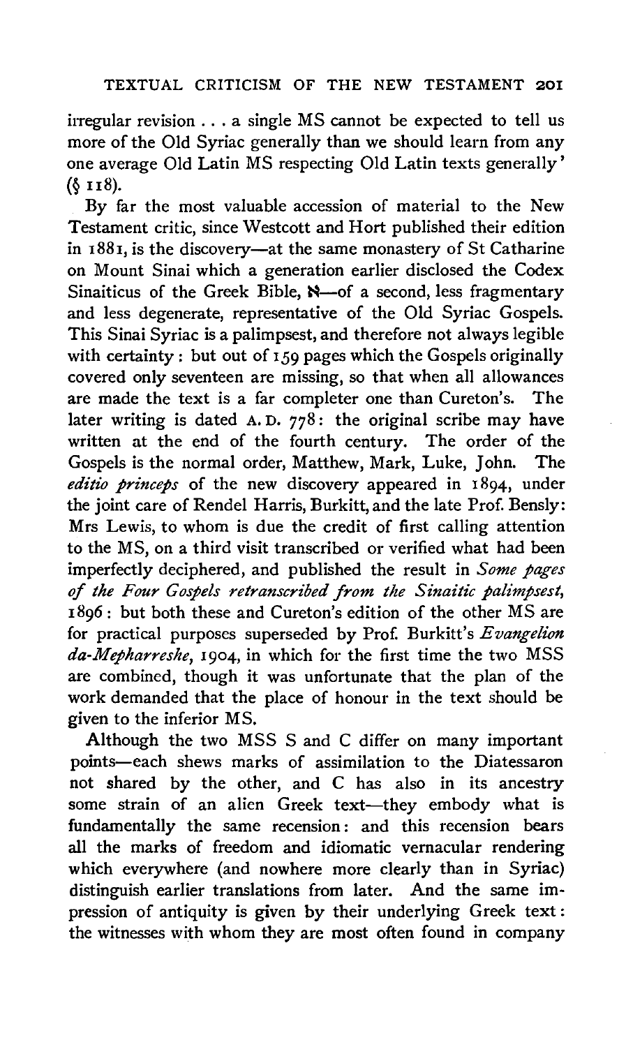irregular revision . . . a single MS cannot be expected to tell us more of the Old Syriac generally than we should learn from any one average Old Latin MS respecting Old Latin texts generally' (§ 118).

By far the most valuable accession of material to the New Testament critic, since Westcott and Hort published their edition in 1881, is the discovery—at the same monastery of St Catharine on Mount Sinai which a generation earlier disclosed the Codex Sinaiticus of the Greek Bible, א—of a second, less fragmentary and less degenerate, representative of the Old Syriac Gospels. This Sinai Syriac is a palimpsest, and therefore not always legible with certainty: but out of 159 pages which the Gospels originally covered only seventeen are missing, so that when all allowances are made the text is a far completer one than Cureton's. The later writing is dated A.D. 778: the original scribe may have written at the end of the fourth century. The order of the Gospels is the normal order, Matthew, Mark, Luke, John. The *editio princeps* of the new discovery appeared in 1894, under the joint care of Rendel Harris, Burkitt, and the late Prof. Bensly: Mrs Lewis, to whom is due the credit of first calling attention to the MS, on a third visit transcribed or verified what had been imperfectly deciphered, and published the result in *Some pages of the Four Gospels retranscribed from the Sinaitic palimpsest*, 1896: but both these and Cureton's edition of the other MS are for practical purposes superseded by Prof. Burkitt's *Evangelion da-Mepharreshe*, 1904, in which for the first time the two MSS are combined, though it was unfortunate that the plan of the work demanded that the place of honour in the text should be given to the inferior MS.

Although the two MSS S and C differ on many important points—each shews marks of assimilation to the Diatessaron not shared by the other, and C has also in its ancestry some strain of an alien Greek text—they embody what is fundamentally the same recension: and this recension bears all the marks of freedom and idiomatic vernacular rendering which everywhere (and nowhere more clearly than in Syriac) distinguish earlier translations from later. And the same impression of antiquity is given by their underlying Greek text: the witnesses with whom they are most often found in company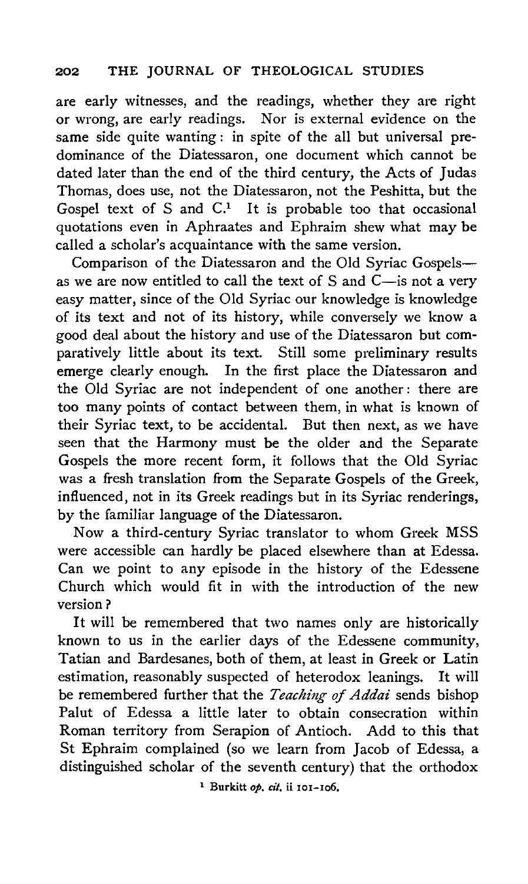are early witnesses, and the readings, whether they are right or wrong, are early readings. Nor is external evidence on the same side quite wanting: in spite of the all but universal predominance of the Diatessaron, one document which cannot be dated later than the end of the third century, the Acts of Judas Thomas, does use, not the Diatessaron, not the Peshitta, but the Gospel text of S and C.[1] It is probable too that occasional quotations even in Aphraates and Ephraim shew what may be called a scholar's acquaintance with the same version.

Comparison of the Diatessaron and the Old Syriac Gospels—as we are now entitled to call the text of S and C—is not a very easy matter, since of the Old Syriac our knowledge is knowledge of its text and not of its history, while conversely we know a good deal about the history and use of the Diatessaron but comparatively little about its text. Still some preliminary results emerge clearly enough. In the first place the Diatessaron and the Old Syriac are not independent of one another: there are too many points of contact between them, in what is known of their Syriac text, to be accidental. But then next, as we have seen that the Harmony must be the older and the Separate Gospels the more recent form, it follows that the Old Syriac was a fresh translation from the Separate Gospels of the Greek, influenced, not in its Greek readings but in its Syriac renderings, by the familiar language of the Diatessaron.

Now a third-century Syriac translator to whom Greek MSS were accessible can hardly be placed elsewhere than at Edessa. Can we point to any episode in the history of the Edessene Church which would fit in with the introduction of the new version?

It will be remembered that two names only are historically known to us in the earlier days of the Edessene community, Tatian and Bardesanes, both of them, at least in Greek or Latin estimation, reasonably suspected of heterodox leanings. It will be remembered further that the *Teaching of Addai* sends bishop Palut of Edessa a little later to obtain consecration within Roman territory from Serapion of Antioch. Add to this that St Ephraim complained (so we learn from Jacob of Edessa, a distinguished scholar of the seventh century) that the orthodox

[1] Burkitt *op. cit.* ii 101–106.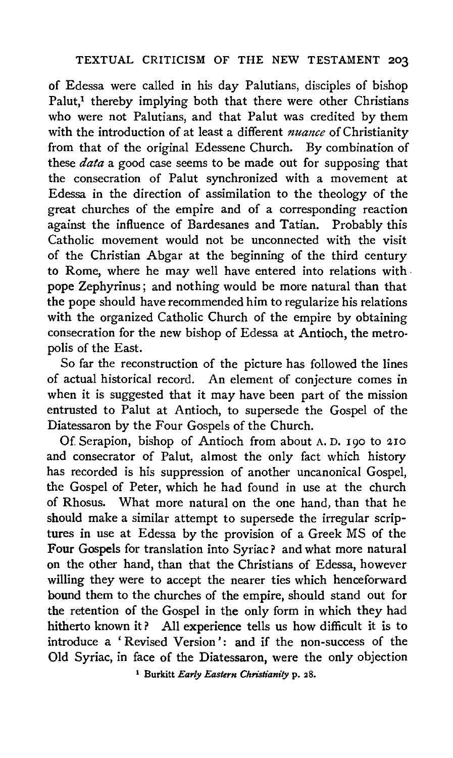of Edessa were called in his day Palutians, disciples of bishop Palut,[1] thereby implying both that there were other Christians who were not Palutians, and that Palut was credited by them with the introduction of at least a different *nuance* of Christianity from that of the original Edessene Church. By combination of these *data* a good case seems to be made out for supposing that the consecration of Palut synchronized with a movement at Edessa in the direction of assimilation to the theology of the great churches of the empire and of a corresponding reaction against the influence of Bardesanes and Tatian. Probably this Catholic movement would not be unconnected with the visit of the Christian Abgar at the beginning of the third century to Rome, where he may well have entered into relations with pope Zephyrinus; and nothing would be more natural than that the pope should have recommended him to regularize his relations with the organized Catholic Church of the empire by obtaining consecration for the new bishop of Edessa at Antioch, the metropolis of the East.

So far the reconstruction of the picture has followed the lines of actual historical record. An element of conjecture comes in when it is suggested that it may have been part of the mission entrusted to Palut at Antioch, to supersede the Gospel of the Diatessaron by the Four Gospels of the Church.

Of Serapion, bishop of Antioch from about A. D. 190 to 210 and consecrator of Palut, almost the only fact which history has recorded is his suppression of another uncanonical Gospel, the Gospel of Peter, which he had found in use at the church of Rhosus. What more natural on the one hand, than that he should make a similar attempt to supersede the irregular scriptures in use at Edessa by the provision of a Greek MS of the Four Gospels for translation into Syriac? and what more natural on the other hand, than that the Christians of Edessa, however willing they were to accept the nearer ties which henceforward bound them to the churches of the empire, should stand out for the retention of the Gospel in the only form in which they had hitherto known it? All experience tells us how difficult it is to introduce a 'Revised Version': and if the non-success of the Old Syriac, in face of the Diatessaron, were the only objection

[1] Burkitt *Early Eastern Christianity* p. 28.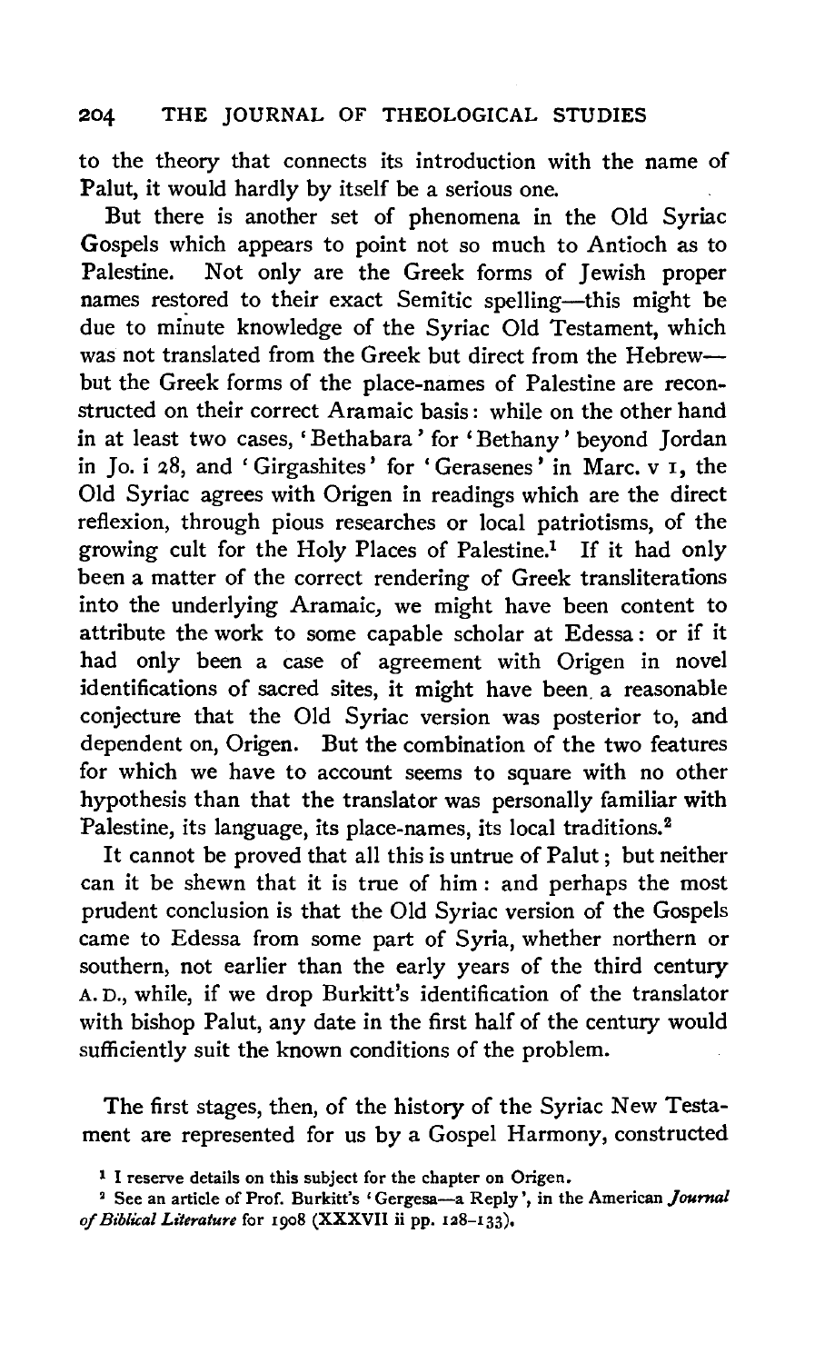to the theory that connects its introduction with the name of Palut, it would hardly by itself be a serious one.

But there is another set of phenomena in the Old Syriac Gospels which appears to point not so much to Antioch as to Palestine. Not only are the Greek forms of Jewish proper names restored to their exact Semitic spelling—this might be due to minute knowledge of the Syriac Old Testament, which was not translated from the Greek but direct from the Hebrew—but the Greek forms of the place-names of Palestine are reconstructed on their correct Aramaic basis: while on the other hand in at least two cases, 'Bethabara' for 'Bethany' beyond Jordan in Jo. i 28, and 'Girgashites' for 'Gerasenes' in Marc. v 1, the Old Syriac agrees with Origen in readings which are the direct reflexion, through pious researches or local patriotisms, of the growing cult for the Holy Places of Palestine.[1] If it had only been a matter of the correct rendering of Greek transliterations into the underlying Aramaic, we might have been content to attribute the work to some capable scholar at Edessa: or if it had only been a case of agreement with Origen in novel identifications of sacred sites, it might have been a reasonable conjecture that the Old Syriac version was posterior to, and dependent on, Origen. But the combination of the two features for which we have to account seems to square with no other hypothesis than that the translator was personally familiar with Palestine, its language, its place-names, its local traditions.[2]

It cannot be proved that all this is untrue of Palut; but neither can it be shewn that it is true of him: and perhaps the most prudent conclusion is that the Old Syriac version of the Gospels came to Edessa from some part of Syria, whether northern or southern, not earlier than the early years of the third century A.D., while, if we drop Burkitt's identification of the translator with bishop Palut, any date in the first half of the century would sufficiently suit the known conditions of the problem.

The first stages, then, of the history of the Syriac New Testament are represented for us by a Gospel Harmony, constructed

[1] I reserve details on this subject for the chapter on Origen.

[2] See an article of Prof. Burkitt's 'Gergesa—a Reply', in the American *Journal of Biblical Literature* for 1908 (XXXVII ii pp. 128–133).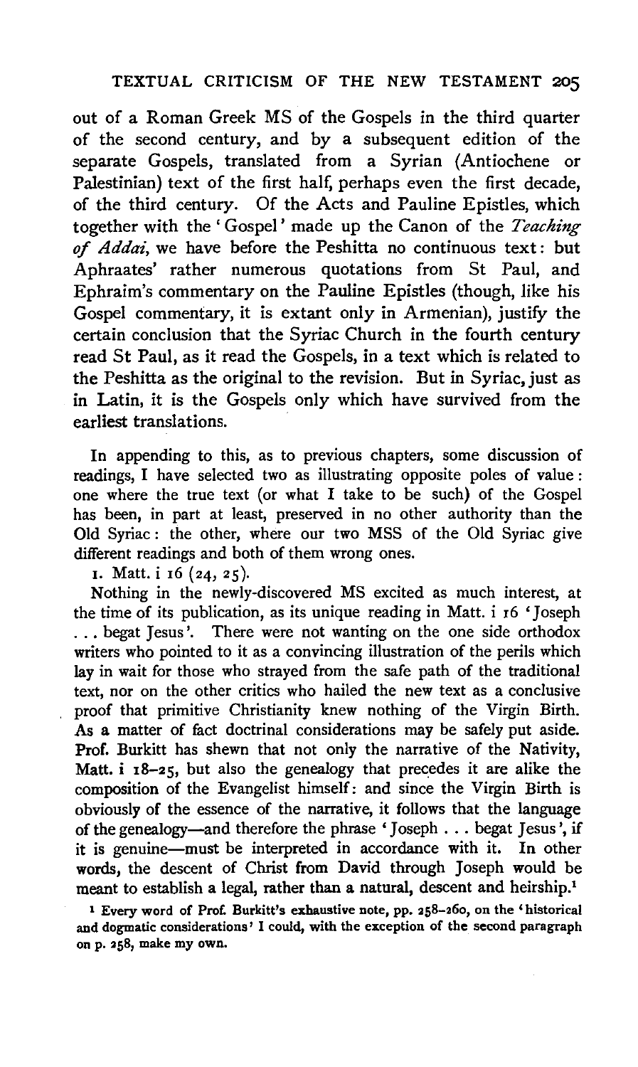out of a Roman Greek MS of the Gospels in the third quarter of the second century, and by a subsequent edition of the separate Gospels, translated from a Syrian (Antiochene or Palestinian) text of the first half, perhaps even the first decade, of the third century. Of the Acts and Pauline Epistles, which together with the 'Gospel' made up the Canon of the *Teaching of Addai*, we have before the Peshitta no continuous text: but Aphraates' rather numerous quotations from St Paul, and Ephraim's commentary on the Pauline Epistles (though, like his Gospel commentary, it is extant only in Armenian), justify the certain conclusion that the Syriac Church in the fourth century read St Paul, as it read the Gospels, in a text which is related to the Peshitta as the original to the revision. But in Syriac, just as in Latin, it is the Gospels only which have survived from the earliest translations.

In appending to this, as to previous chapters, some discussion of readings, I have selected two as illustrating opposite poles of value: one where the true text (or what I take to be such) of the Gospel has been, in part at least, preserved in no other authority than the Old Syriac: the other, where our two MSS of the Old Syriac give different readings and both of them wrong ones.

1. Matt. i 16 (24, 25).

Nothing in the newly-discovered MS excited as much interest, at the time of its publication, as its unique reading in Matt. i 16 'Joseph . . . begat Jesus'. There were not wanting on the one side orthodox writers who pointed to it as a convincing illustration of the perils which lay in wait for those who strayed from the safe path of the traditional text, nor on the other critics who hailed the new text as a conclusive proof that primitive Christianity knew nothing of the Virgin Birth. As a matter of fact doctrinal considerations may be safely put aside. Prof. Burkitt has shewn that not only the narrative of the Nativity, Matt. i 18–25, but also the genealogy that precedes it are alike the composition of the Evangelist himself: and since the Virgin Birth is obviously of the essence of the narrative, it follows that the language of the genealogy—and therefore the phrase 'Joseph . . . begat Jesus', if it is genuine—must be interpreted in accordance with it. In other words, the descent of Christ from David through Joseph would be meant to establish a legal, rather than a natural, descent and heirship.[1]

[1] Every word of Prof. Burkitt's exhaustive note, pp. 258–260, on the 'historical and dogmatic considerations' I could, with the exception of the second paragraph on p. 258, make my own.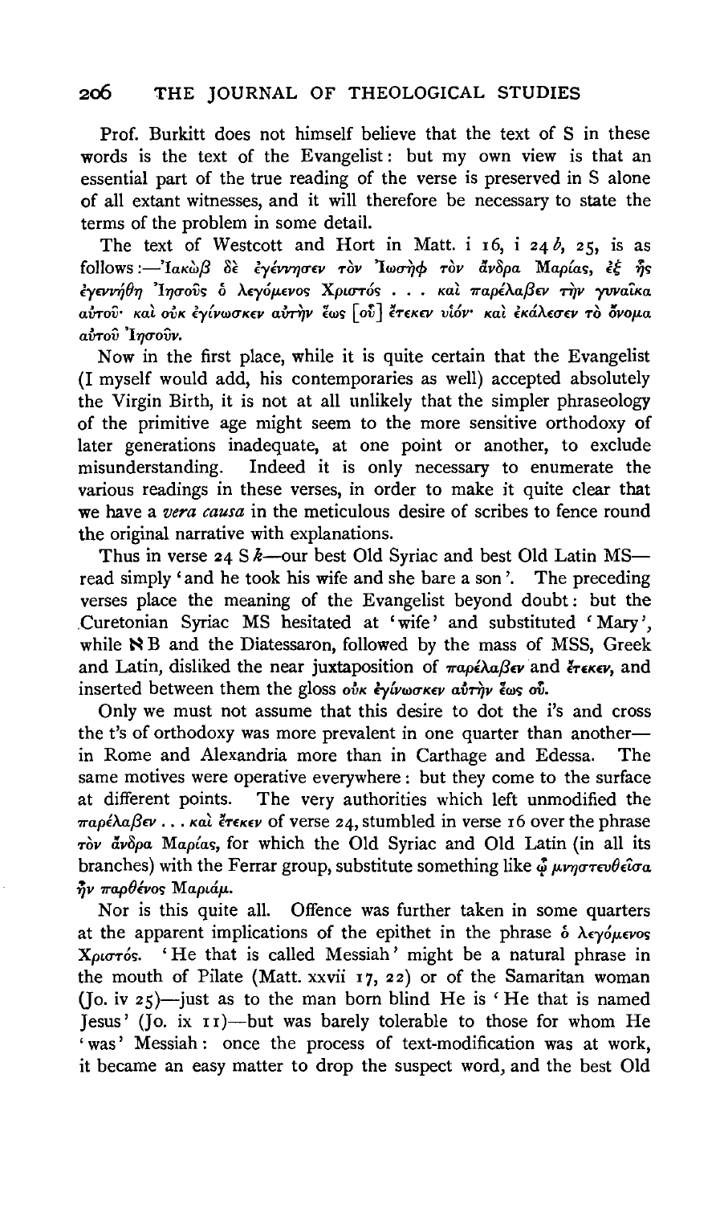Prof. Burkitt does not himself believe that the text of S in these words is the text of the Evangelist: but my own view is that an essential part of the true reading of the verse is preserved in S alone of all extant witnesses, and it will therefore be necessary to state the terms of the problem in some detail.

The text of Westcott and Hort in Matt. i 16, i 24 *b*, 25, is as follows:—Ἰακὼβ δὲ ἐγέννησεν τὸν Ἰωσὴφ τὸν ἄνδρα Μαρίας, ἐξ ἧς ἐγεννήθη Ἰησοῦς ὁ λεγόμενος Χριστός . . . καὶ παρέλαβεν τὴν γυναῖκα αὐτοῦ· καὶ οὐκ ἐγίνωσκεν αὐτὴν ἕως [οὗ] ἔτεκεν υἱόν· καὶ ἐκάλεσεν τὸ ὄνομα αὐτοῦ Ἰησοῦν.

Now in the first place, while it is quite certain that the Evangelist (I myself would add, his contemporaries as well) accepted absolutely the Virgin Birth, it is not at all unlikely that the simpler phraseology of the primitive age might seem to the more sensitive orthodoxy of later generations inadequate, at one point or another, to exclude misunderstanding. Indeed it is only necessary to enumerate the various readings in these verses, in order to make it quite clear that we have a *vera causa* in the meticulous desire of scribes to fence round the original narrative with explanations.

Thus in verse 24 S *k*—our best Old Syriac and best Old Latin MS—read simply 'and he took his wife and she bare a son'. The preceding verses place the meaning of the Evangelist beyond doubt: but the Curetonian Syriac MS hesitated at 'wife' and substituted 'Mary', while ℵ B and the Diatessaron, followed by the mass of MSS, Greek and Latin, disliked the near juxtaposition of παρέλαβεν and ἔτεκεν, and inserted between them the gloss οὐκ ἐγίνωσκεν αὐτὴν ἕως οὗ.

Only we must not assume that this desire to dot the i's and cross the t's of orthodoxy was more prevalent in one quarter than another—in Rome and Alexandria more than in Carthage and Edessa. The same motives were operative everywhere: but they come to the surface at different points. The very authorities which left unmodified the παρέλαβεν . . . καὶ ἔτεκεν of verse 24, stumbled in verse 16 over the phrase τὸν ἄνδρα Μαρίας, for which the Old Syriac and Old Latin (in all its branches) with the Ferrar group, substitute something like ᾧ μνηστευθεῖσα ἦν παρθένος Μαριάμ.

Nor is this quite all. Offence was further taken in some quarters at the apparent implications of the epithet in the phrase ὁ λεγόμενος Χριστός. 'He that is called Messiah' might be a natural phrase in the mouth of Pilate (Matt. xxvii 17, 22) or of the Samaritan woman (Jo. iv 25)—just as to the man born blind He is 'He that is named Jesus' (Jo. ix 11)—but was barely tolerable to those for whom He 'was' Messiah: once the process of text-modification was at work, it became an easy matter to drop the suspect word, and the best Old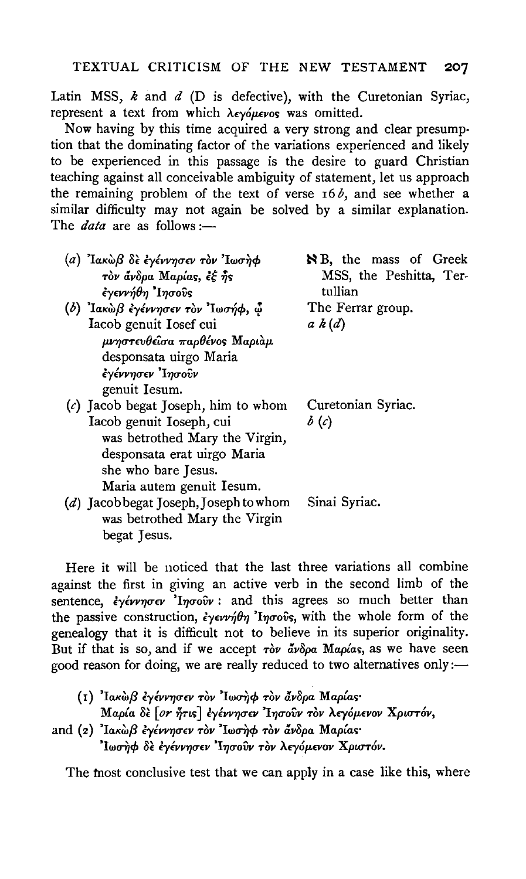Latin MSS, *k* and *d* (D is defective), with the Curetonian Syriac, represent a text from which λεγόμενος was omitted.

Now having by this time acquired a very strong and clear presumption that the dominating factor of the variations experienced and likely to be experienced in this passage is the desire to guard Christian teaching against all conceivable ambiguity of statement, let us approach the remaining problem of the text of verse 16 *b*, and see whether a similar difficulty may not again be solved by a similar explanation. The *data* are as follows :—

| | |
|---|---|
| (*a*) Ἰακὼβ δὲ ἐγέννησεν τὸν Ἰωσὴφ τὸν ἄνδρα Μαρίας, ἐξ ἧς ἐγεννήθη Ἰησοῦς | ℵ B, the mass of Greek MSS, the Peshitta, Tertullian |
| (*b*) Ἰακὼβ ἐγέννησεν τὸν Ἰωσήφ, ᾧ μνηστευθεῖσα παρθένος Μαριὰμ ἐγέννησεν Ἰησοῦν | The Ferrar group. |
| Iacob genuit Iosef cui desponsata uirgo Maria genuit Iesum. | *a k* (*d*) |
| (*c*) Jacob begat Joseph, him to whom was betrothed Mary the Virgin, she who bare Jesus. | Curetonian Syriac. |
| Iacob genuit Ioseph, cui desponsata erat uirgo Maria Maria autem genuit Iesum. | *b* (*c*) |
| (*d*) Jacob begat Joseph, Joseph to whom was betrothed Mary the Virgin begat Jesus. | Sinai Syriac. |

Here it will be noticed that the last three variations all combine against the first in giving an active verb in the second limb of the sentence, ἐγέννησεν Ἰησοῦν: and this agrees so much better than the passive construction, ἐγεννήθη Ἰησοῦς, with the whole form of the genealogy that it is difficult not to believe in its superior originality. But if that is so, and if we accept τὸν ἄνδρα Μαρίας, as we have seen good reason for doing, we are really reduced to two alternatives only :—

(1) Ἰακὼβ ἐγέννησεν τὸν Ἰωσὴφ τὸν ἄνδρα Μαρίας· Μαρία δὲ [*or* ἥτις] ἐγέννησεν Ἰησοῦν τὸν λεγόμενον Χριστόν,

and (2) Ἰακὼβ ἐγέννησεν τὸν Ἰωσὴφ τὸν ἄνδρα Μαρίας· Ἰωσὴφ δὲ ἐγέννησεν Ἰησοῦν τὸν λεγόμενον Χριστόν.

The most conclusive test that we can apply in a case like this, where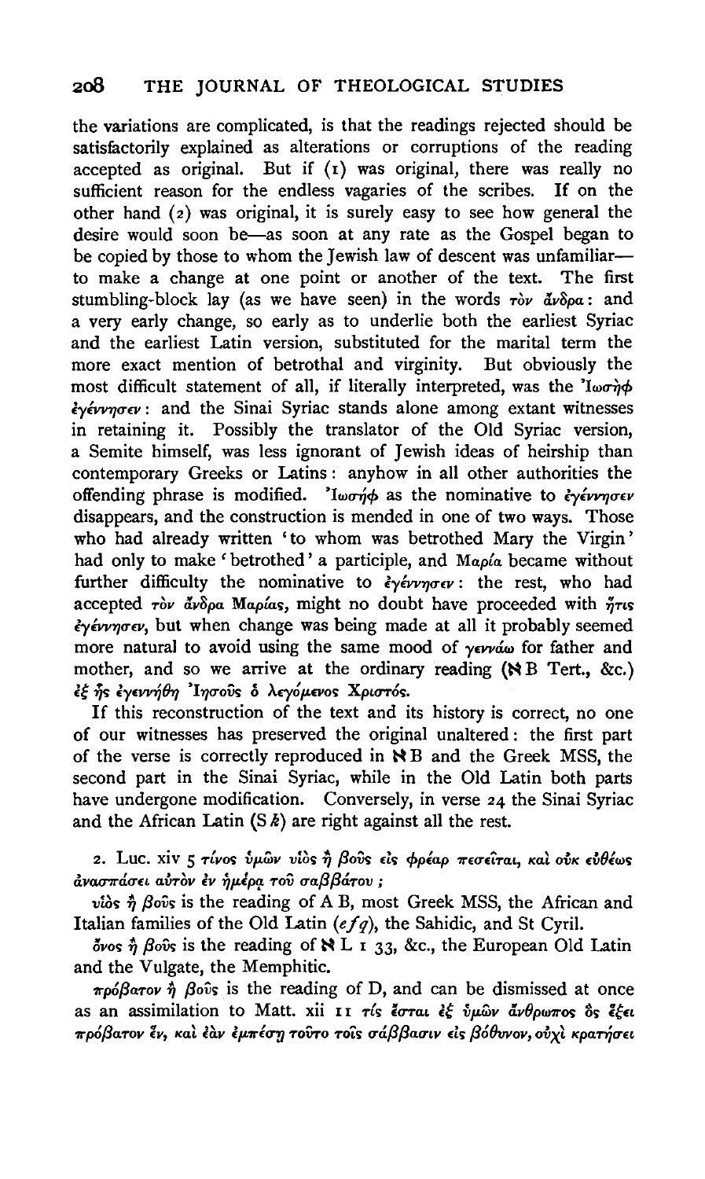the variations are complicated, is that the readings rejected should be satisfactorily explained as alterations or corruptions of the reading accepted as original. But if (1) was original, there was really no sufficient reason for the endless vagaries of the scribes. If on the other hand (2) was original, it is surely easy to see how general the desire would soon be—as soon at any rate as the Gospel began to be copied by those to whom the Jewish law of descent was unfamiliar—to make a change at one point or another of the text. The first stumbling-block lay (as we have seen) in the words τὸν ἄνδρα: and a very early change, so early as to underlie both the earliest Syriac and the earliest Latin version, substituted for the marital term the more exact mention of betrothal and virginity. But obviously the most difficult statement of all, if literally interpreted, was the Ἰωσὴφ ἐγέννησεν: and the Sinai Syriac stands alone among extant witnesses in retaining it. Possibly the translator of the Old Syriac version, a Semite himself, was less ignorant of Jewish ideas of heirship than contemporary Greeks or Latins: anyhow in all other authorities the offending phrase is modified. Ἰωσὴφ as the nominative to ἐγέννησεν disappears, and the construction is mended in one of two ways. Those who had already written 'to whom was betrothed Mary the Virgin' had only to make 'betrothed' a participle, and Μαρία became without further difficulty the nominative to ἐγέννησεν: the rest, who had accepted τὸν ἄνδρα Μαρίας, might no doubt have proceeded with ἥτις ἐγέννησεν, but when change was being made at all it probably seemed more natural to avoid using the same mood of γεννάω for father and mother, and so we arrive at the ordinary reading (ℵ B Tert., &c.) ἐξ ἧς ἐγεννήθη Ἰησοῦς ὁ λεγόμενος Χριστός.

If this reconstruction of the text and its history is correct, no one of our witnesses has preserved the original unaltered: the first part of the verse is correctly reproduced in ℵ B and the Greek MSS, the second part in the Sinai Syriac, while in the Old Latin both parts have undergone modification. Conversely, in verse 24 the Sinai Syriac and the African Latin (S *k*) are right against all the rest.

2. Luc. xiv 5 τίνος ὑμῶν υἱὸς ἢ βοῦς εἰς φρέαρ πεσεῖται, καὶ οὐκ εὐθέως ἀνασπάσει αὐτὸν ἐν ἡμέρᾳ τοῦ σαββάτου;

υἱὸς ἢ βοῦς is the reading of A B, most Greek MSS, the African and Italian families of the Old Latin (*e f q*), the Sahidic, and St Cyril.

ὄνος ἢ βοῦς is the reading of ℵ L 1 33, &c., the European Old Latin and the Vulgate, the Memphitic.

πρόβατον ἢ βοῦς is the reading of D, and can be dismissed at once as an assimilation to Matt. xii 11 τίς ἔσται ἐξ ὑμῶν ἄνθρωπος ὃς ἕξει πρόβατον ἕν, καὶ ἐὰν ἐμπέσῃ τοῦτο τοῖς σάββασιν εἰς βόθυνον, οὐχὶ κρατήσει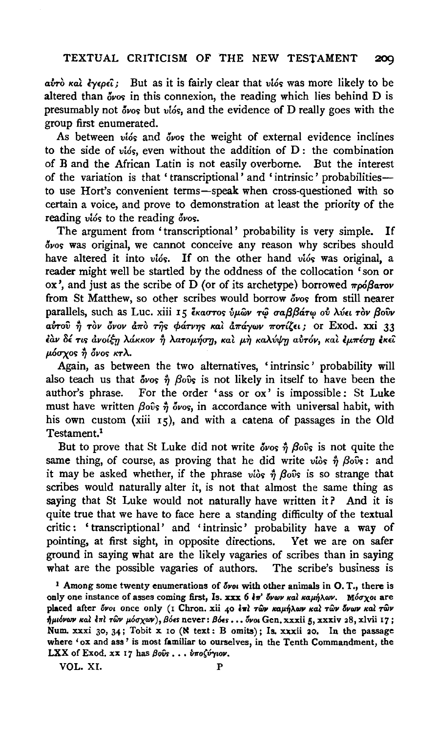*αὐτὸ καὶ ἐγερεῖ;* But as it is fairly clear that *υἱός* was more likely to be altered than *ὄνος* in this connexion, the reading which lies behind D is presumably not *ὄνος* but *υἱός*, and the evidence of D really goes with the group first enumerated.

As between *υἱός* and *ὄνος* the weight of external evidence inclines to the side of *υἱός*, even without the addition of D: the combination of B and the African Latin is not easily overborne. But the interest of the variation is that 'transcriptional' and 'intrinsic' probabilities—to use Hort's convenient terms—speak when cross-questioned with so certain a voice, and prove to demonstration at least the priority of the reading *υἱός* to the reading *ὄνος*.

The argument from 'transcriptional' probability is very simple. If *ὄνος* was original, we cannot conceive any reason why scribes should have altered it into *υἱός*. If on the other hand *υἱός* was original, a reader might well be startled by the oddness of the collocation 'son or ox', and just as the scribe of D (or of its archetype) borrowed *πρόβατον* from St Matthew, so other scribes would borrow *ὄνος* from still nearer parallels, such as Luc. xiii 15 *ἕκαστος ὑμῶν τῷ σαββάτῳ οὐ λύει τὸν βοῦν αὐτοῦ ἢ τὸν ὄνον ἀπὸ τῆς φάτνης καὶ ἀπάγων ποτίζει;* or Exod. xxi 33 *ἐὰν δέ τις ἀνοίξῃ λάκκον ἢ λατομήσῃ, καὶ μὴ καλύψῃ αὐτόν, καὶ ἐμπέσῃ ἐκεῖ μόσχος ἢ ὄνος κτλ.*

Again, as between the two alternatives, 'intrinsic' probability will also teach us that *ὄνος ἢ βοῦς* is not likely in itself to have been the author's phrase. For the order 'ass or ox' is impossible: St Luke must have written *βοῦς ἢ ὄνος*, in accordance with universal habit, with his own custom (xiii 15), and with a catena of passages in the Old Testament.[1]

But to prove that St Luke did not write *ὄνος ἢ βοῦς* is not quite the same thing, of course, as proving that he did write *υἱὸς ἢ βοῦς*: and it may be asked whether, if the phrase *υἱὸς ἢ βοῦς* is so strange that scribes would naturally alter it, is not that almost the same thing as saying that St Luke would not naturally have written it? And it is quite true that we have to face here a standing difficulty of the textual critic: 'transcriptional' and 'intrinsic' probability have a way of pointing, at first sight, in opposite directions. Yet we are on safer ground in saying what are the likely vagaries of scribes than in saying what are the possible vagaries of authors. The scribe's business is

[1] Among some twenty enumerations of *ὄνοι* with other animals in O. T., there is only one instance of asses coming first, Is. xxx 6 *ἐπ' ὄνων καὶ καμήλων*. *Μόσχοι* are placed after *ὄνοι* once only (1 Chron. xii 40 *ἐπὶ τῶν καμήλων καὶ τῶν ὄνων καὶ τῶν ἡμιόνων καὶ ἐπὶ τῶν μόσχων*), *βόες* never: *βόες . . . ὄνοι* Gen. xxxii 5, xxxiv 28, xlvii 17; Num. xxxi 30, 34; Tobit x 10 (א text: B omits); Is. xxxii 20. In the passage where 'ox and ass' is most familiar to ourselves, in the Tenth Commandment, the LXX of Exod. xx 17 has *βοῦς . . . ὑποζύγιον*.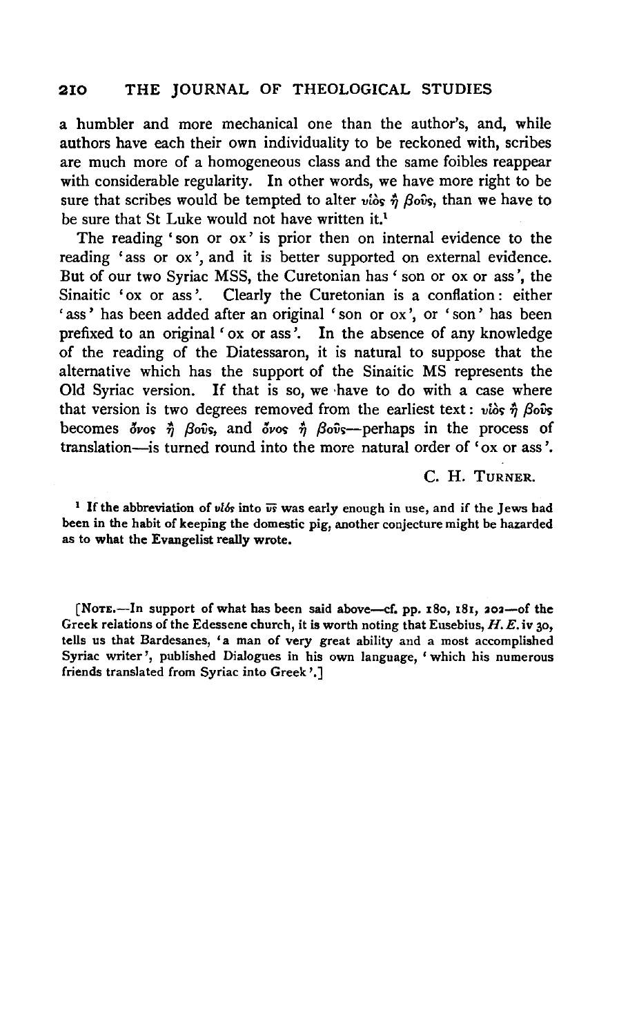a humbler and more mechanical one than the author's, and, while authors have each their own individuality to be reckoned with, scribes are much more of a homogeneous class and the same foibles reappear with considerable regularity. In other words, we have more right to be sure that scribes would be tempted to alter υἱὸς ἢ βοῦς, than we have to be sure that St Luke would not have written it.[1]

The reading 'son or ox' is prior then on internal evidence to the reading 'ass or ox', and it is better supported on external evidence. But of our two Syriac MSS, the Curetonian has 'son or ox or ass', the Sinaitic 'ox or ass'. Clearly the Curetonian is a conflation: either 'ass' has been added after an original 'son or ox', or 'son' has been prefixed to an original 'ox or ass'. In the absence of any knowledge of the reading of the Diatessaron, it is natural to suppose that the alternative which has the support of the Sinaitic MS represents the Old Syriac version. If that is so, we have to do with a case where that version is two degrees removed from the earliest text: υἱὸς ἢ βοῦς becomes ὄνος ἢ βοῦς, and ὄνος ἢ βοῦς—perhaps in the process of translation—is turned round into the more natural order of 'ox or ass'.

C. H. Turner.

[1] If the abbreviation of υἱός into $\overline{\upsilon\varsigma}$ was early enough in use, and if the Jews had been in the habit of keeping the domestic pig, another conjecture might be hazarded as to what the Evangelist really wrote.

[Note.—In support of what has been said above—cf. pp. 180, 181, 202—of the Greek relations of the Edessene church, it is worth noting that Eusebius, *H. E.* iv 30, tells us that Bardesanes, 'a man of very great ability and a most accomplished Syriac writer', published Dialogues in his own language, 'which his numerous friends translated from Syriac into Greek'.]